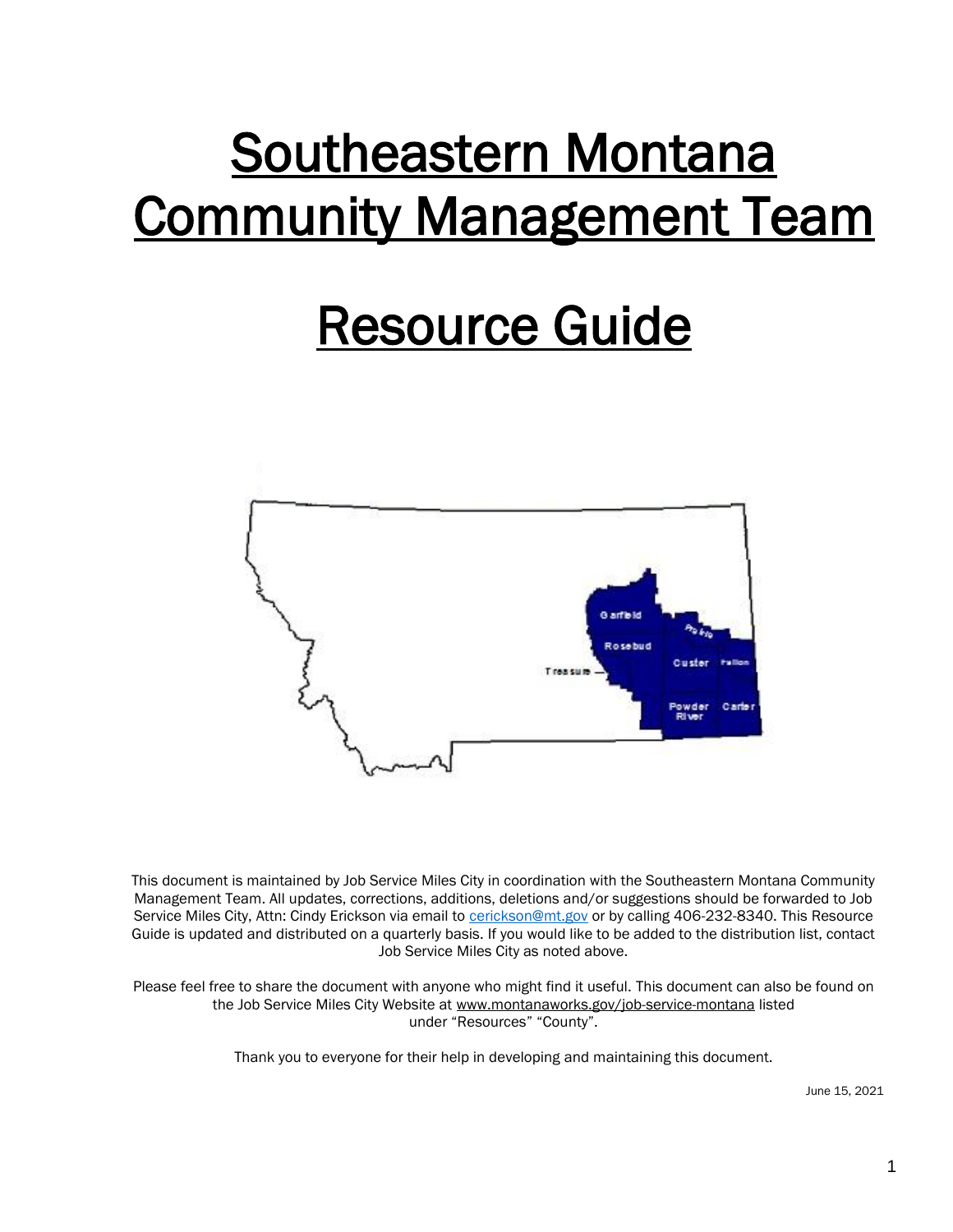# Southeastern Montana Community Management Team

# Resource Guide

This document is maintained by Job Service Miles City in coordination with the Southeastern Montana Community Management Team. All updates, corrections, additions, deletions and/or suggestions should be forwarded to Job Service Miles City, Attn: Cindy Erickson via email to cerickson@mt.gov or by calling 406-232-8340. This Resource Guide is updated and distributed on a quarterly basis. If you would like to be added to the distribution list, contact Job Service Miles City as noted above.

Please feel free to share the document with anyone who might find it useful. This document can also be found on the Job Service Miles City Website at www.montanaworks.gov/job-service-montana listed under "Resources" "County".

Thank you to everyone for their help in developing and maintaining this document.

June 15, 2021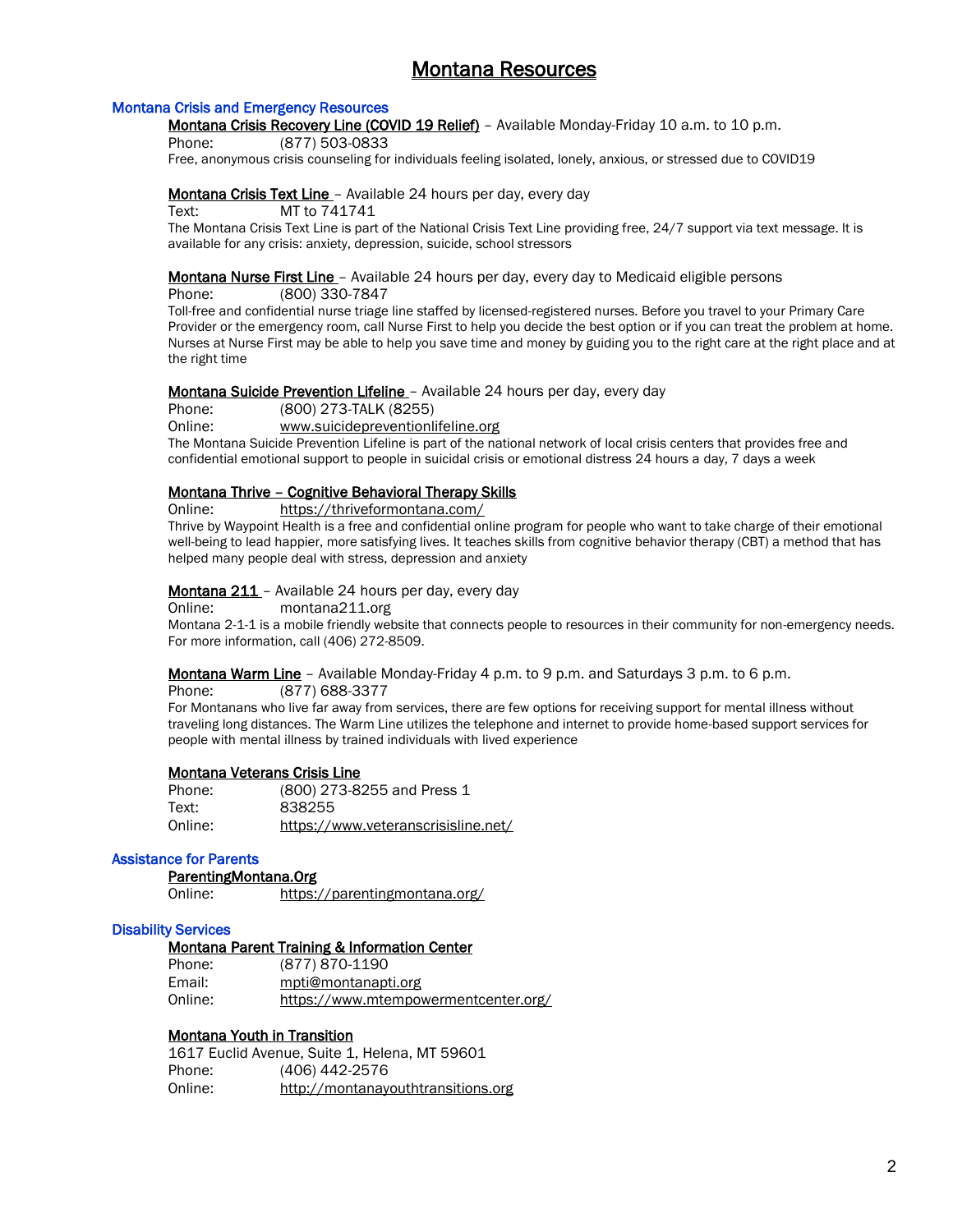# Montana Resources

## Montana Crisis and Emergency Resources

**Montana Crisis Recovery Line (COVID 19 Relief)** – Available Monday-Friday 10 a.m. to 10 p.m.

Phone: (877) 503-0833

Free, anonymous crisis counseling for individuals feeling isolated, lonely, anxious, or stressed due to COVID19

**Montana Crisis Text Line** – Available 24 hours per day, every day

Text: MT to 741741

The Montana Crisis Text Line is part of the National Crisis Text Line providing free, 24/7 support via text message. It is available for any crisis: anxiety, depression, suicide, school stressors

**Montana Nurse First Line** – Available 24 hours per day, every day to Medicaid eligible persons

Phone: (800) 330-7847

Toll-free and confidential nurse triage line staffed by licensed-registered nurses. Before you travel to your Primary Care Provider or the emergency room, call Nurse First to help you decide the best option or if you can treat the problem at home. Nurses at Nurse First may be able to help you save time and money by guiding you to the right care at the right place and at the right time

**Montana Suicide Prevention Lifeline** – Available 24 hours per day, every day

Phone: (800) 273-TALK (8255)
Online: www.suicidepreventionlifeline.org

The Montana Suicide Prevention Lifeline is part of the national network of local crisis centers that provides free and confidential emotional support to people in suicidal crisis or emotional distress 24 hours a day, 7 days a week

**Montana Thrive – Cognitive Behavioral Therapy Skills**

Online: https://thriveformontana.com/

Thrive by Waypoint Health is a free and confidential online program for people who want to take charge of their emotional well-being to lead happier, more satisfying lives. It teaches skills from cognitive behavior therapy (CBT) a method that has helped many people deal with stress, depression and anxiety

**Montana 211** – Available 24 hours per day, every day

Online: montana211.org

Montana 2-1-1 is a mobile friendly website that connects people to resources in their community for non-emergency needs. For more information, call (406) 272-8509.

**Montana Warm Line** – Available Monday-Friday 4 p.m. to 9 p.m. and Saturdays 3 p.m. to 6 p.m.

Phone: (877) 688-3377

For Montanans who live far away from services, there are few options for receiving support for mental illness without traveling long distances. The Warm Line utilizes the telephone and internet to provide home-based support services for people with mental illness by trained individuals with lived experience

**Montana Veterans Crisis Line**

Phone: (800) 273-8255 and Press 1
Text: 838255
Online: https://www.veteranscrisisline.net/

## Assistance for Parents

**ParentingMontana.Org**

Online: https://parentingmontana.org/

## Disability Services

**Montana Parent Training & Information Center**

Phone: (877) 870-1190
Email: mpti@montanapti.org
Online: https://www.mtempowermentcenter.org/

**Montana Youth in Transition**

1617 Euclid Avenue, Suite 1, Helena, MT 59601
Phone: (406) 442-2576
Online: http://montanayouthtransitions.org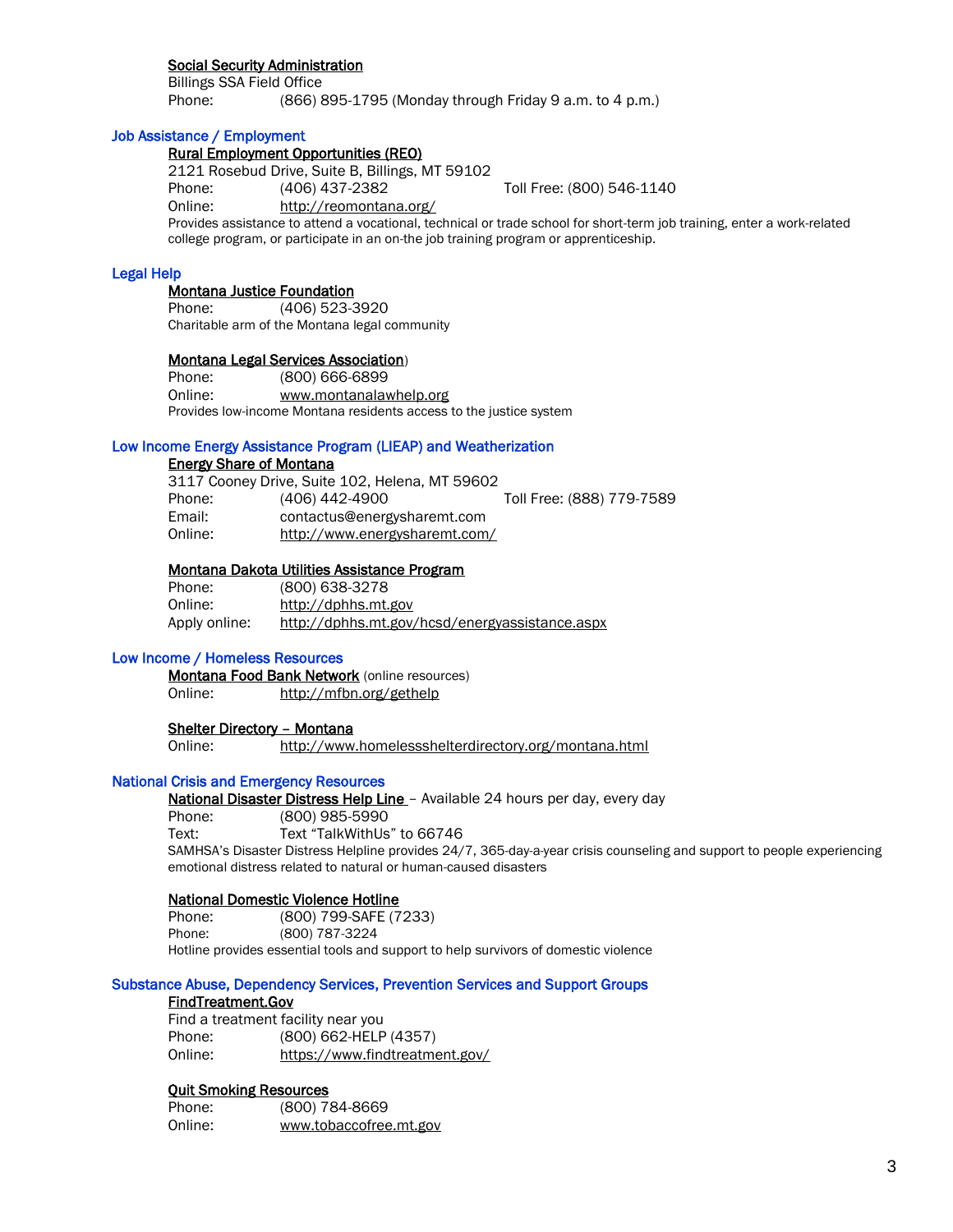**Social Security Administration**
Billings SSA Field Office
Phone: (866) 895-1795 (Monday through Friday 9 a.m. to 4 p.m.)

## Job Assistance / Employment

**Rural Employment Opportunities (REO)**
2121 Rosebud Drive, Suite B, Billings, MT 59102
Phone: (406) 437-2382 Toll Free: (800) 546-1140
Online: http://reomontana.org/
Provides assistance to attend a vocational, technical or trade school for short-term job training, enter a work-related college program, or participate in an on-the job training program or apprenticeship.

## Legal Help

**Montana Justice Foundation**
Phone: (406) 523-3920
Charitable arm of the Montana legal community

**Montana Legal Services Association**)
Phone: (800) 666-6899
Online: www.montanalawhelp.org
Provides low-income Montana residents access to the justice system

## Low Income Energy Assistance Program (LIEAP) and Weatherization

**Energy Share of Montana**
3117 Cooney Drive, Suite 102, Helena, MT 59602
Phone: (406) 442-4900 Toll Free: (888) 779-7589
Email: contactus@energysharemt.com
Online: http://www.energysharemt.com/

**Montana Dakota Utilities Assistance Program**
Phone: (800) 638-3278
Online: http://dphhs.mt.gov
Apply online: http://dphhs.mt.gov/hcsd/energyassistance.aspx

## Low Income / Homeless Resources

**Montana Food Bank Network** (online resources)
Online: http://mfbn.org/gethelp

**Shelter Directory – Montana**
Online: http://www.homelessshelterdirectory.org/montana.html

## National Crisis and Emergency Resources

**National Disaster Distress Help Line** – Available 24 hours per day, every day
Phone: (800) 985-5990
Text: Text "TalkWithUs" to 66746
SAMHSA's Disaster Distress Helpline provides 24/7, 365-day-a-year crisis counseling and support to people experiencing emotional distress related to natural or human-caused disasters

**National Domestic Violence Hotline**
Phone: (800) 799-SAFE (7233)
Phone: (800) 787-3224
Hotline provides essential tools and support to help survivors of domestic violence

## Substance Abuse, Dependency Services, Prevention Services and Support Groups

**FindTreatment.Gov**
Find a treatment facility near you
Phone: (800) 662-HELP (4357)
Online: https://www.findtreatment.gov/

**Quit Smoking Resources**
Phone: (800) 784-8669
Online: www.tobaccofree.mt.gov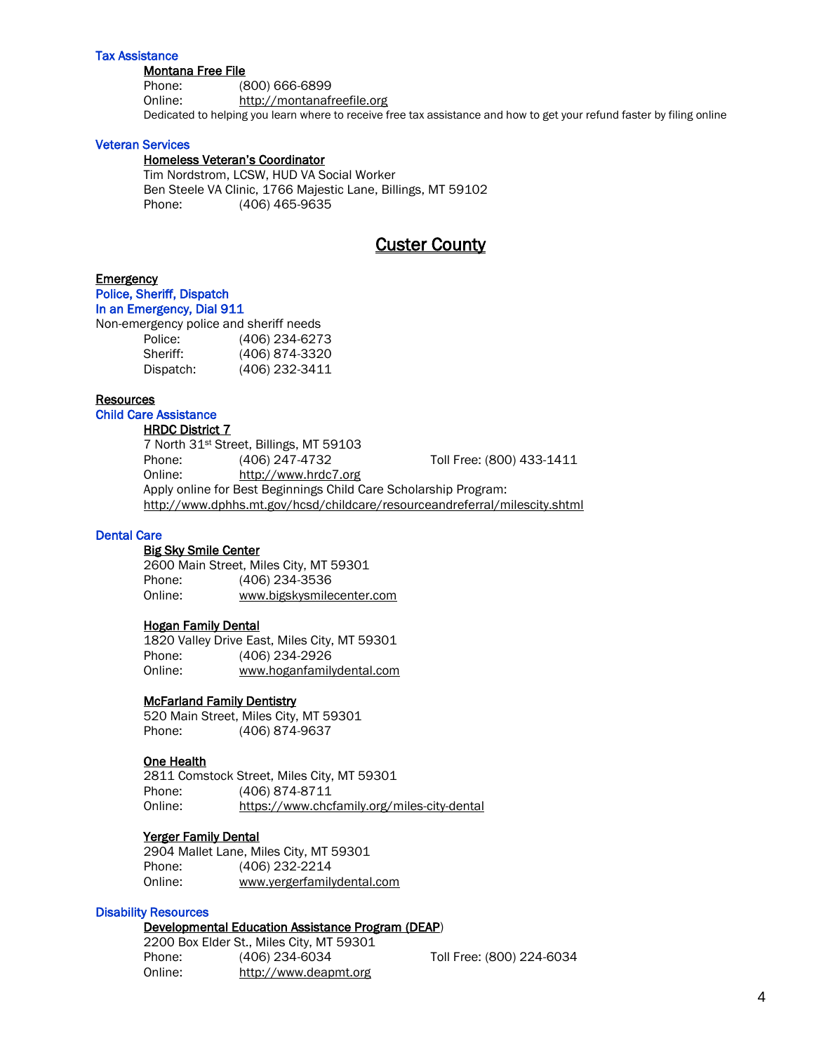### Tax Assistance

**Montana Free File**
Phone: (800) 666-6899
Online: http://montanafreefile.org
Dedicated to helping you learn where to receive free tax assistance and how to get your refund faster by filing online

### Veteran Services

**Homeless Veteran's Coordinator**
Tim Nordstrom, LCSW, HUD VA Social Worker
Ben Steele VA Clinic, 1766 Majestic Lane, Billings, MT 59102
Phone: (406) 465-9635

# Custer County

## Emergency

### Police, Sheriff, Dispatch

### In an Emergency, Dial 911

Non-emergency police and sheriff needs
Police: (406) 234-6273
Sheriff: (406) 874-3320
Dispatch: (406) 232-3411

## Resources

### Child Care Assistance

**HRDC District 7**
7 North 31st Street, Billings, MT 59103
Phone: (406) 247-4732 Toll Free: (800) 433-1411
Online: http://www.hrdc7.org
Apply online for Best Beginnings Child Care Scholarship Program:
http://www.dphhs.mt.gov/hcsd/childcare/resourceandreferral/milescity.shtml

### Dental Care

**Big Sky Smile Center**
2600 Main Street, Miles City, MT 59301
Phone: (406) 234-3536
Online: www.bigskysmilecenter.com

**Hogan Family Dental**
1820 Valley Drive East, Miles City, MT 59301
Phone: (406) 234-2926
Online: www.hoganfamilydental.com

**McFarland Family Dentistry**
520 Main Street, Miles City, MT 59301
Phone: (406) 874-9637

**One Health**
2811 Comstock Street, Miles City, MT 59301
Phone: (406) 874-8711
Online: https://www.chcfamily.org/miles-city-dental

**Yerger Family Dental**
2904 Mallet Lane, Miles City, MT 59301
Phone: (406) 232-2214
Online: www.yergerfamilydental.com

### Disability Resources

**Developmental Education Assistance Program (DEAP)**
2200 Box Elder St., Miles City, MT 59301
Phone: (406) 234-6034 Toll Free: (800) 224-6034
Online: http://www.deapmt.org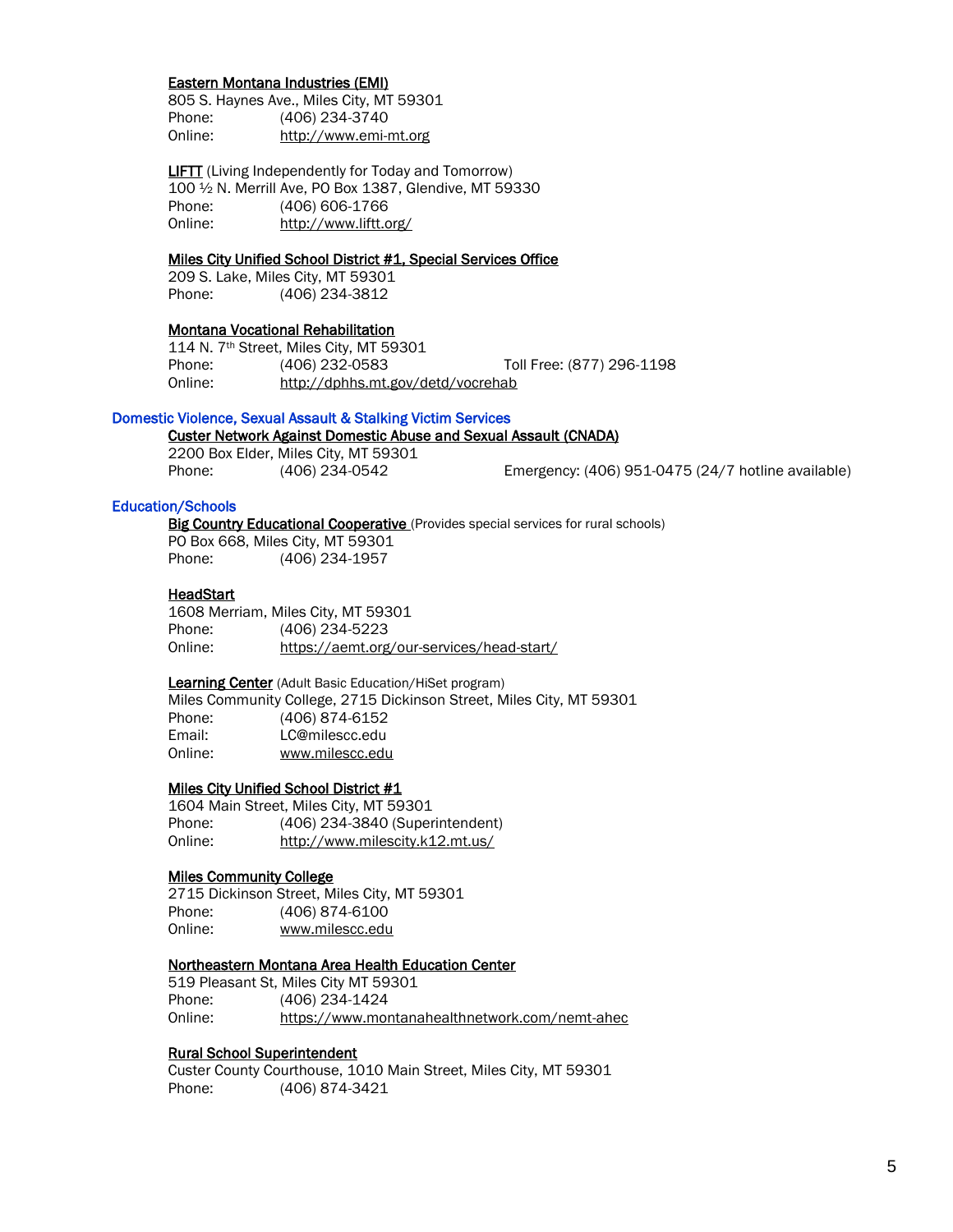**Eastern Montana Industries (EMI)**
805 S. Haynes Ave., Miles City, MT 59301
Phone: (406) 234-3740
Online: http://www.emi-mt.org

**LIFTT** (Living Independently for Today and Tomorrow)
100 ½ N. Merrill Ave, PO Box 1387, Glendive, MT 59330
Phone: (406) 606-1766
Online: http://www.liftt.org/

**Miles City Unified School District #1, Special Services Office**
209 S. Lake, Miles City, MT 59301
Phone: (406) 234-3812

**Montana Vocational Rehabilitation**
114 N. 7th Street, Miles City, MT 59301
Phone: (406) 232-0583 Toll Free: (877) 296-1198
Online: http://dphhs.mt.gov/detd/vocrehab

## Domestic Violence, Sexual Assault & Stalking Victim Services

**Custer Network Against Domestic Abuse and Sexual Assault (CNADA)**
2200 Box Elder, Miles City, MT 59301
Phone: (406) 234-0542 Emergency: (406) 951-0475 (24/7 hotline available)

## Education/Schools

**Big Country Educational Cooperative** (Provides special services for rural schools)
PO Box 668, Miles City, MT 59301
Phone: (406) 234-1957

**HeadStart**
1608 Merriam, Miles City, MT 59301
Phone: (406) 234-5223
Online: https://aemt.org/our-services/head-start/

**Learning Center** (Adult Basic Education/HiSet program)
Miles Community College, 2715 Dickinson Street, Miles City, MT 59301
Phone: (406) 874-6152
Email: LC@milescc.edu
Online: www.milescc.edu

**Miles City Unified School District #1**
1604 Main Street, Miles City, MT 59301
Phone: (406) 234-3840 (Superintendent)
Online: http://www.milescity.k12.mt.us/

**Miles Community College**
2715 Dickinson Street, Miles City, MT 59301
Phone: (406) 874-6100
Online: www.milescc.edu

**Northeastern Montana Area Health Education Center**
519 Pleasant St, Miles City MT 59301
Phone: (406) 234-1424
Online: https://www.montanahealthnetwork.com/nemt-ahec

**Rural School Superintendent**
Custer County Courthouse, 1010 Main Street, Miles City, MT 59301
Phone: (406) 874-3421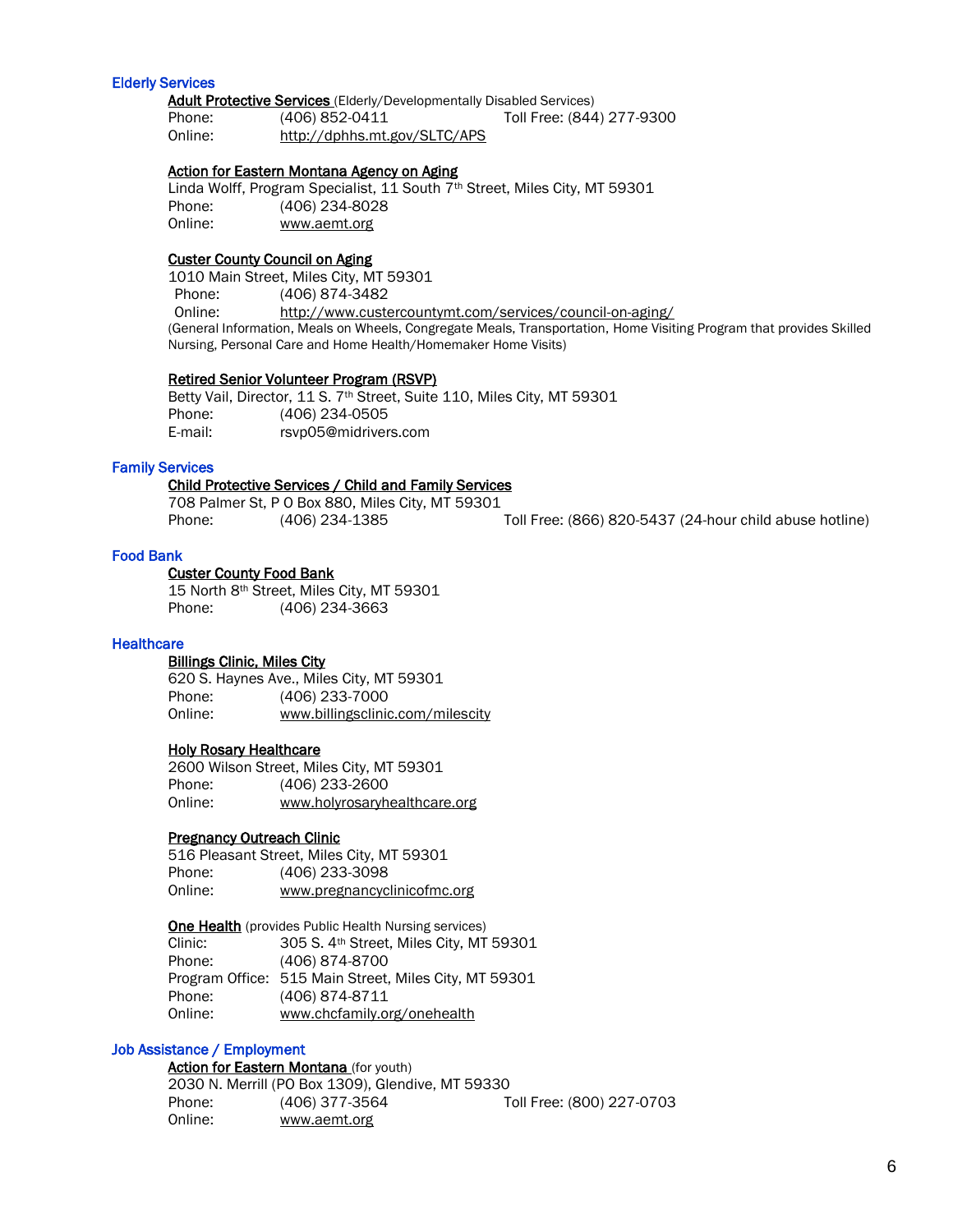## Elderly Services

**Adult Protective Services** (Elderly/Developmentally Disabled Services)
Phone: (406) 852-0411 Toll Free: (844) 277-9300
Online: http://dphhs.mt.gov/SLTC/APS

**Action for Eastern Montana Agency on Aging**
Linda Wolff, Program Specialist, 11 South 7th Street, Miles City, MT 59301
Phone: (406) 234-8028
Online: www.aemt.org

**Custer County Council on Aging**
1010 Main Street, Miles City, MT 59301
Phone: (406) 874-3482
Online: http://www.custercountymt.com/services/council-on-aging/
(General Information, Meals on Wheels, Congregate Meals, Transportation, Home Visiting Program that provides Skilled Nursing, Personal Care and Home Health/Homemaker Home Visits)

**Retired Senior Volunteer Program (RSVP)**
Betty Vail, Director, 11 S. 7th Street, Suite 110, Miles City, MT 59301
Phone: (406) 234-0505
E-mail: rsvp05@midrivers.com

## Family Services

**Child Protective Services / Child and Family Services**
708 Palmer St, P O Box 880, Miles City, MT 59301
Phone: (406) 234-1385 Toll Free: (866) 820-5437 (24-hour child abuse hotline)

## Food Bank

**Custer County Food Bank**
15 North 8th Street, Miles City, MT 59301
Phone: (406) 234-3663

## Healthcare

**Billings Clinic, Miles City**
620 S. Haynes Ave., Miles City, MT 59301
Phone: (406) 233-7000
Online: www.billingsclinic.com/milescity

**Holy Rosary Healthcare**
2600 Wilson Street, Miles City, MT 59301
Phone: (406) 233-2600
Online: www.holyrosaryhealthcare.org

**Pregnancy Outreach Clinic**
516 Pleasant Street, Miles City, MT 59301
Phone: (406) 233-3098
Online: www.pregnancyclinicofmc.org

**One Health** (provides Public Health Nursing services)
Clinic: 305 S. 4th Street, Miles City, MT 59301
Phone: (406) 874-8700
Program Office: 515 Main Street, Miles City, MT 59301
Phone: (406) 874-8711
Online: www.chcfamily.org/onehealth

## Job Assistance / Employment

**Action for Eastern Montana** (for youth)
2030 N. Merrill (PO Box 1309), Glendive, MT 59330
Phone: (406) 377-3564 Toll Free: (800) 227-0703
Online: www.aemt.org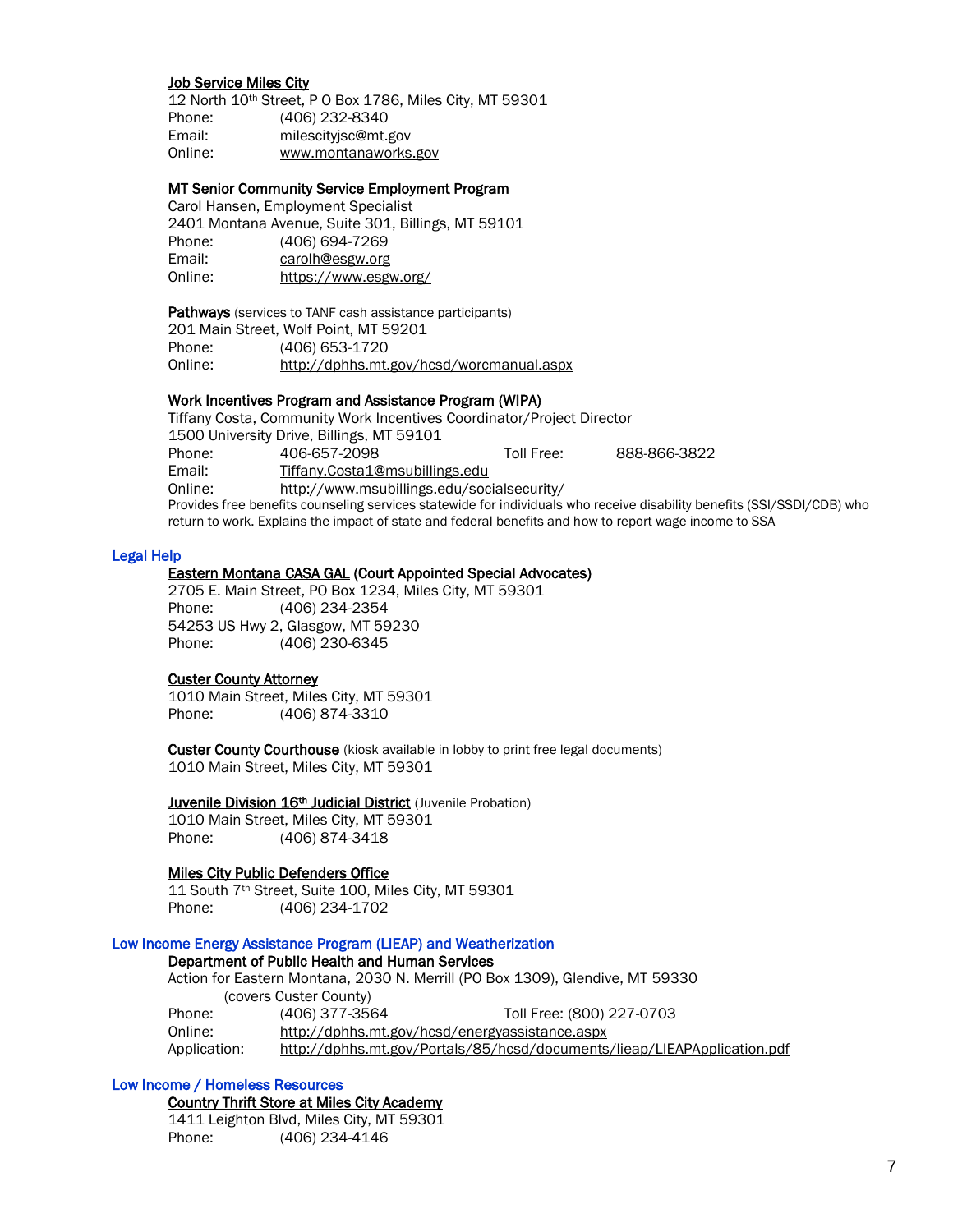**Job Service Miles City**
12 North 10th Street, P O Box 1786, Miles City, MT 59301
Phone: (406) 232-8340
Email: milescityjsc@mt.gov
Online: www.montanaworks.gov

**MT Senior Community Service Employment Program**
Carol Hansen, Employment Specialist
2401 Montana Avenue, Suite 301, Billings, MT 59101
Phone: (406) 694-7269
Email: carolh@esgw.org
Online: https://www.esgw.org/

**Pathways** (services to TANF cash assistance participants)
201 Main Street, Wolf Point, MT 59201
Phone: (406) 653-1720
Online: http://dphhs.mt.gov/hcsd/worcmanual.aspx

**Work Incentives Program and Assistance Program (WIPA)**
Tiffany Costa, Community Work Incentives Coordinator/Project Director
1500 University Drive, Billings, MT 59101
Phone: 406-657-2098 Toll Free: 888-866-3822
Email: Tiffany.Costa1@msubillings.edu
Online: http://www.msubillings.edu/socialsecurity/
Provides free benefits counseling services statewide for individuals who receive disability benefits (SSI/SSDI/CDB) who return to work. Explains the impact of state and federal benefits and how to report wage income to SSA

## Legal Help

**Eastern Montana CASA GAL (Court Appointed Special Advocates)**
2705 E. Main Street, PO Box 1234, Miles City, MT 59301
Phone: (406) 234-2354
54253 US Hwy 2, Glasgow, MT 59230
Phone: (406) 230-6345

**Custer County Attorney**
1010 Main Street, Miles City, MT 59301
Phone: (406) 874-3310

**Custer County Courthouse** (kiosk available in lobby to print free legal documents)
1010 Main Street, Miles City, MT 59301

**Juvenile Division 16th Judicial District** (Juvenile Probation)
1010 Main Street, Miles City, MT 59301
Phone: (406) 874-3418

**Miles City Public Defenders Office**
11 South 7th Street, Suite 100, Miles City, MT 59301
Phone: (406) 234-1702

## Low Income Energy Assistance Program (LIEAP) and Weatherization

**Department of Public Health and Human Services**
Action for Eastern Montana, 2030 N. Merrill (PO Box 1309), Glendive, MT 59330
(covers Custer County)
Phone: (406) 377-3564 Toll Free: (800) 227-0703
Online: http://dphhs.mt.gov/hcsd/energyassistance.aspx
Application: http://dphhs.mt.gov/Portals/85/hcsd/documents/lieap/LIEAPApplication.pdf

## Low Income / Homeless Resources

**Country Thrift Store at Miles City Academy**
1411 Leighton Blvd, Miles City, MT 59301
Phone: (406) 234-4146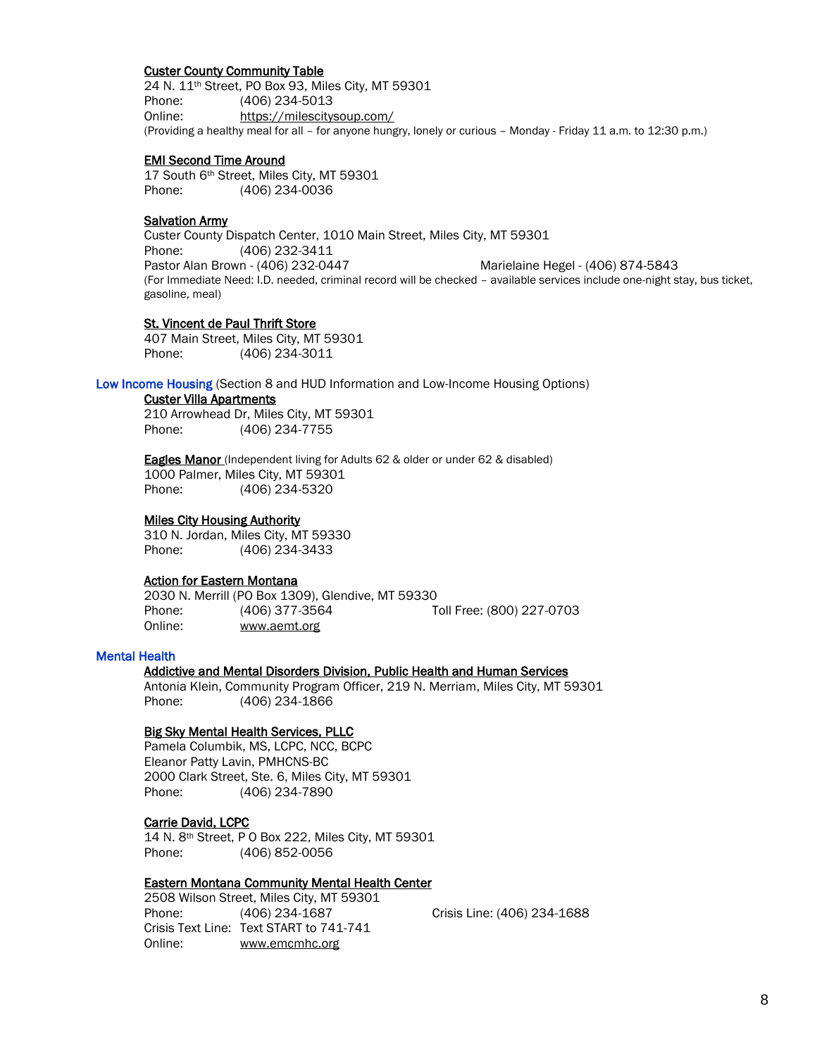**Custer County Community Table**
24 N. 11th Street, PO Box 93, Miles City, MT 59301
Phone: (406) 234-5013
Online: https://milescitysoup.com/
(Providing a healthy meal for all – for anyone hungry, lonely or curious – Monday - Friday 11 a.m. to 12:30 p.m.)

**EMI Second Time Around**
17 South 6th Street, Miles City, MT 59301
Phone: (406) 234-0036

**Salvation Army**
Custer County Dispatch Center, 1010 Main Street, Miles City, MT 59301
Phone: (406) 232-3411
Pastor Alan Brown - (406) 232-0447 Marielaine Hegel - (406) 874-5843
(For Immediate Need: I.D. needed, criminal record will be checked – available services include one-night stay, bus ticket, gasoline, meal)

**St. Vincent de Paul Thrift Store**
407 Main Street, Miles City, MT 59301
Phone: (406) 234-3011

## Low Income Housing (Section 8 and HUD Information and Low-Income Housing Options)

**Custer Villa Apartments**
210 Arrowhead Dr, Miles City, MT 59301
Phone: (406) 234-7755

**Eagles Manor** (Independent living for Adults 62 & older or under 62 & disabled)
1000 Palmer, Miles City, MT 59301
Phone: (406) 234-5320

**Miles City Housing Authority**
310 N. Jordan, Miles City, MT 59330
Phone: (406) 234-3433

**Action for Eastern Montana**
2030 N. Merrill (PO Box 1309), Glendive, MT 59330
Phone: (406) 377-3564 Toll Free: (800) 227-0703
Online: www.aemt.org

## Mental Health

**Addictive and Mental Disorders Division, Public Health and Human Services**
Antonia Klein, Community Program Officer, 219 N. Merriam, Miles City, MT 59301
Phone: (406) 234-1866

**Big Sky Mental Health Services, PLLC**
Pamela Columbik, MS, LCPC, NCC, BCPC
Eleanor Patty Lavin, PMHCNS-BC
2000 Clark Street, Ste. 6, Miles City, MT 59301
Phone: (406) 234-7890

**Carrie David, LCPC**
14 N. 8th Street, P O Box 222, Miles City, MT 59301
Phone: (406) 852-0056

**Eastern Montana Community Mental Health Center**
2508 Wilson Street, Miles City, MT 59301
Phone: (406) 234-1687 Crisis Line: (406) 234-1688
Crisis Text Line: Text START to 741-741
Online: www.emcmhc.org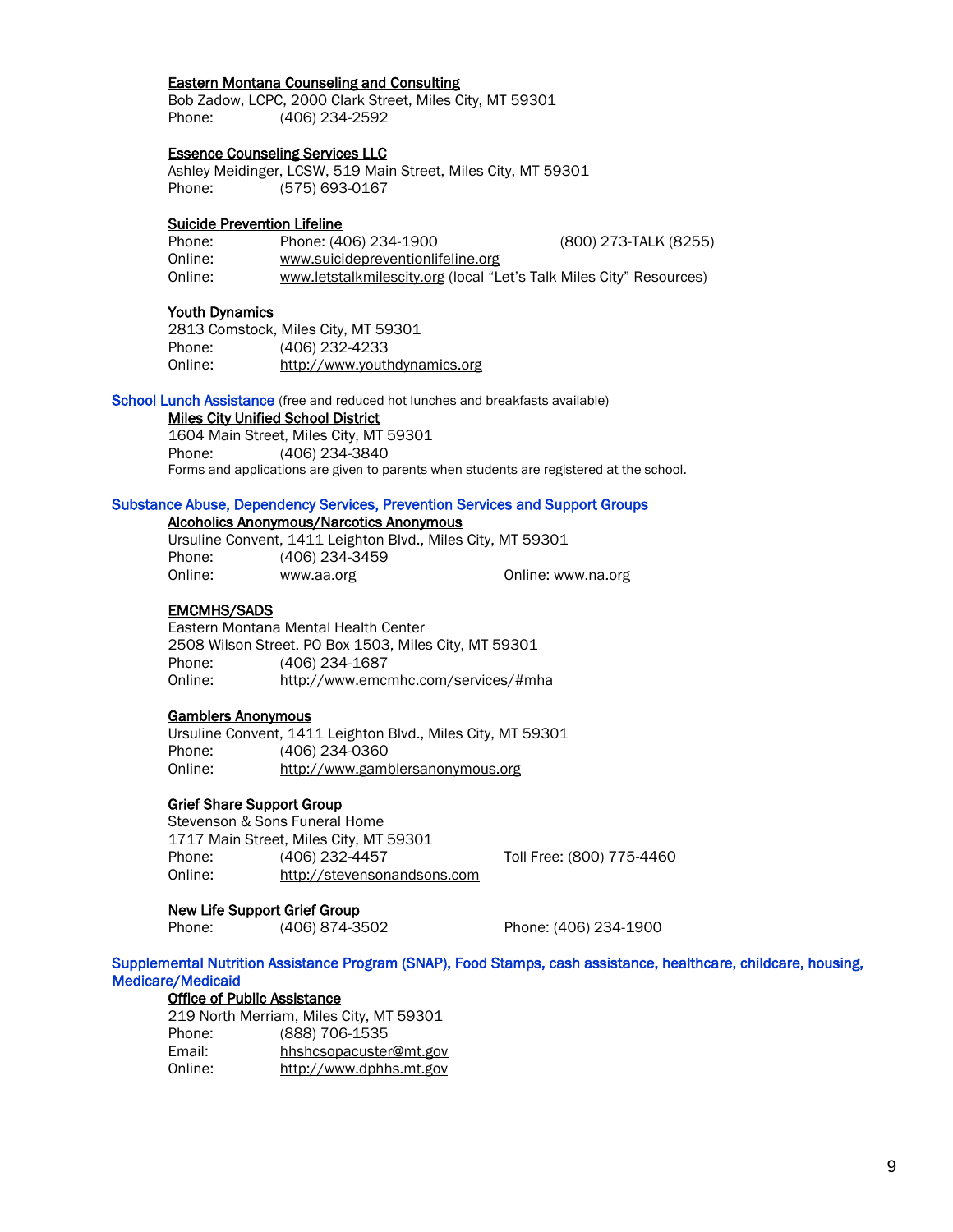#### Eastern Montana Counseling and Consulting

Bob Zadow, LCPC, 2000 Clark Street, Miles City, MT 59301
Phone: (406) 234-2592

#### Essence Counseling Services LLC

Ashley Meidinger, LCSW, 519 Main Street, Miles City, MT 59301
Phone: (575) 693-0167

#### Suicide Prevention Lifeline

Phone: Phone: (406) 234-1900 (800) 273-TALK (8255)
Online: www.suicidepreventionlifeline.org
Online: www.letstalkmilescity.org (local "Let's Talk Miles City" Resources)

#### Youth Dynamics

2813 Comstock, Miles City, MT 59301
Phone: (406) 232-4233
Online: http://www.youthdynamics.org

### School Lunch Assistance (free and reduced hot lunches and breakfasts available)

#### Miles City Unified School District

1604 Main Street, Miles City, MT 59301
Phone: (406) 234-3840
Forms and applications are given to parents when students are registered at the school.

### Substance Abuse, Dependency Services, Prevention Services and Support Groups

#### Alcoholics Anonymous/Narcotics Anonymous

Ursuline Convent, 1411 Leighton Blvd., Miles City, MT 59301
Phone: (406) 234-3459
Online: www.aa.org Online: www.na.org

#### EMCMHS/SADS

Eastern Montana Mental Health Center
2508 Wilson Street, PO Box 1503, Miles City, MT 59301
Phone: (406) 234-1687
Online: http://www.emcmhc.com/services/#mha

#### Gamblers Anonymous

Ursuline Convent, 1411 Leighton Blvd., Miles City, MT 59301
Phone: (406) 234-0360
Online: http://www.gamblersanonymous.org

#### Grief Share Support Group

Stevenson & Sons Funeral Home
1717 Main Street, Miles City, MT 59301
Phone: (406) 232-4457 Toll Free: (800) 775-4460
Online: http://stevensonandsons.com

#### New Life Support Grief Group

Phone: (406) 874-3502 Phone: (406) 234-1900

### Supplemental Nutrition Assistance Program (SNAP), Food Stamps, cash assistance, healthcare, childcare, housing, Medicare/Medicaid

#### Office of Public Assistance

219 North Merriam, Miles City, MT 59301
Phone: (888) 706-1535
Email: hhshcsopacuster@mt.gov
Online: http://www.dphhs.mt.gov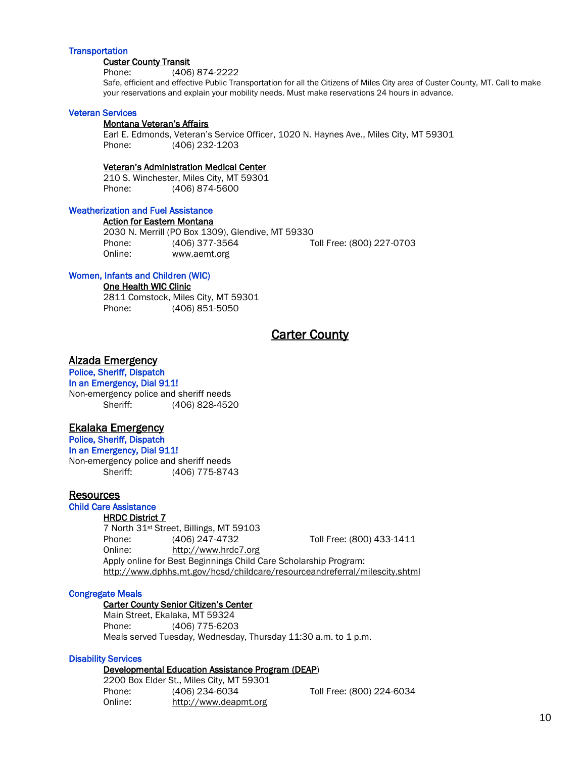### Transportation

**Custer County Transit**
Phone: (406) 874-2222
Safe, efficient and effective Public Transportation for all the Citizens of Miles City area of Custer County, MT. Call to make your reservations and explain your mobility needs. Must make reservations 24 hours in advance.

### Veteran Services

**Montana Veteran's Affairs**
Earl E. Edmonds, Veteran's Service Officer, 1020 N. Haynes Ave., Miles City, MT 59301
Phone: (406) 232-1203

**Veteran's Administration Medical Center**
210 S. Winchester, Miles City, MT 59301
Phone: (406) 874-5600

### Weatherization and Fuel Assistance

**Action for Eastern Montana**
2030 N. Merrill (PO Box 1309), Glendive, MT 59330
Phone: (406) 377-3564 Toll Free: (800) 227-0703
Online: www.aemt.org

### Women, Infants and Children (WIC)

**One Health WIC Clinic**
2811 Comstock, Miles City, MT 59301
Phone: (406) 851-5050

# Carter County

## Alzada Emergency

### Police, Sheriff, Dispatch

### In an Emergency, Dial 911!

Non-emergency police and sheriff needs
Sheriff: (406) 828-4520

## Ekalaka Emergency

### Police, Sheriff, Dispatch

### In an Emergency, Dial 911!

Non-emergency police and sheriff needs
Sheriff: (406) 775-8743

## Resources

### Child Care Assistance

**HRDC District 7**
7 North 31st Street, Billings, MT 59103
Phone: (406) 247-4732 Toll Free: (800) 433-1411
Online: http://www.hrdc7.org
Apply online for Best Beginnings Child Care Scholarship Program:
http://www.dphhs.mt.gov/hcsd/childcare/resourceandreferral/milescity.shtml

### Congregate Meals

**Carter County Senior Citizen's Center**
Main Street, Ekalaka, MT 59324
Phone: (406) 775-6203
Meals served Tuesday, Wednesday, Thursday 11:30 a.m. to 1 p.m.

### Disability Services

**Developmental Education Assistance Program (DEAP)**
2200 Box Elder St., Miles City, MT 59301
Phone: (406) 234-6034 Toll Free: (800) 224-6034
Online: http://www.deapmt.org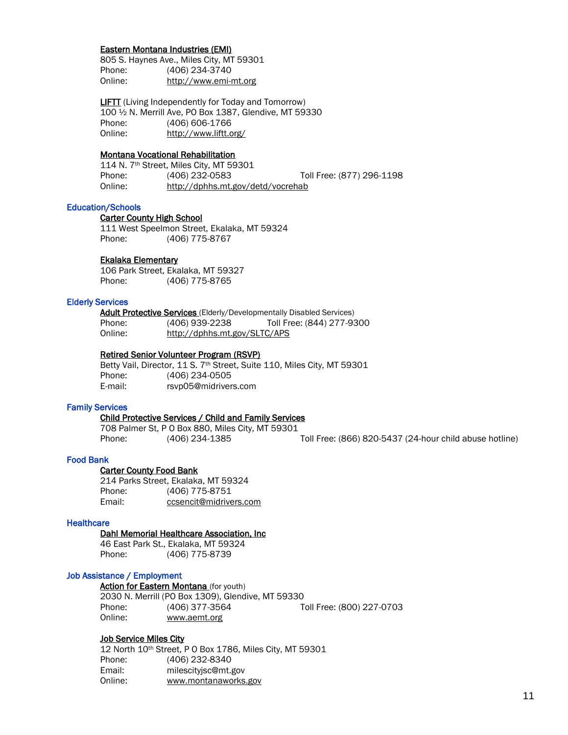**Eastern Montana Industries (EMI)**
805 S. Haynes Ave., Miles City, MT 59301
Phone: (406) 234-3740
Online: http://www.emi-mt.org

**LIFTT** (Living Independently for Today and Tomorrow)
100 ½ N. Merrill Ave, PO Box 1387, Glendive, MT 59330
Phone: (406) 606-1766
Online: http://www.liftt.org/

**Montana Vocational Rehabilitation**
114 N. 7th Street, Miles City, MT 59301
Phone: (406) 232-0583 Toll Free: (877) 296-1198
Online: http://dphhs.mt.gov/detd/vocrehab

## Education/Schools

**Carter County High School**
111 West Speelmon Street, Ekalaka, MT 59324
Phone: (406) 775-8767

**Ekalaka Elementary**
106 Park Street, Ekalaka, MT 59327
Phone: (406) 775-8765

## Elderly Services

**Adult Protective Services** (Elderly/Developmentally Disabled Services)
Phone: (406) 939-2238 Toll Free: (844) 277-9300
Online: http://dphhs.mt.gov/SLTC/APS

**Retired Senior Volunteer Program (RSVP)**
Betty Vail, Director, 11 S. 7th Street, Suite 110, Miles City, MT 59301
Phone: (406) 234-0505
E-mail: rsvp05@midrivers.com

## Family Services

**Child Protective Services / Child and Family Services**
708 Palmer St, P O Box 880, Miles City, MT 59301
Phone: (406) 234-1385 Toll Free: (866) 820-5437 (24-hour child abuse hotline)

## Food Bank

**Carter County Food Bank**
214 Parks Street, Ekalaka, MT 59324
Phone: (406) 775-8751
Email: ccsencit@midrivers.com

## Healthcare

**Dahl Memorial Healthcare Association, Inc**
46 East Park St., Ekalaka, MT 59324
Phone: (406) 775-8739

## Job Assistance / Employment

**Action for Eastern Montana** (for youth)
2030 N. Merrill (PO Box 1309), Glendive, MT 59330
Phone: (406) 377-3564 Toll Free: (800) 227-0703
Online: www.aemt.org

**Job Service Miles City**
12 North 10th Street, P O Box 1786, Miles City, MT 59301
Phone: (406) 232-8340
Email: milescityjsc@mt.gov
Online: www.montanaworks.gov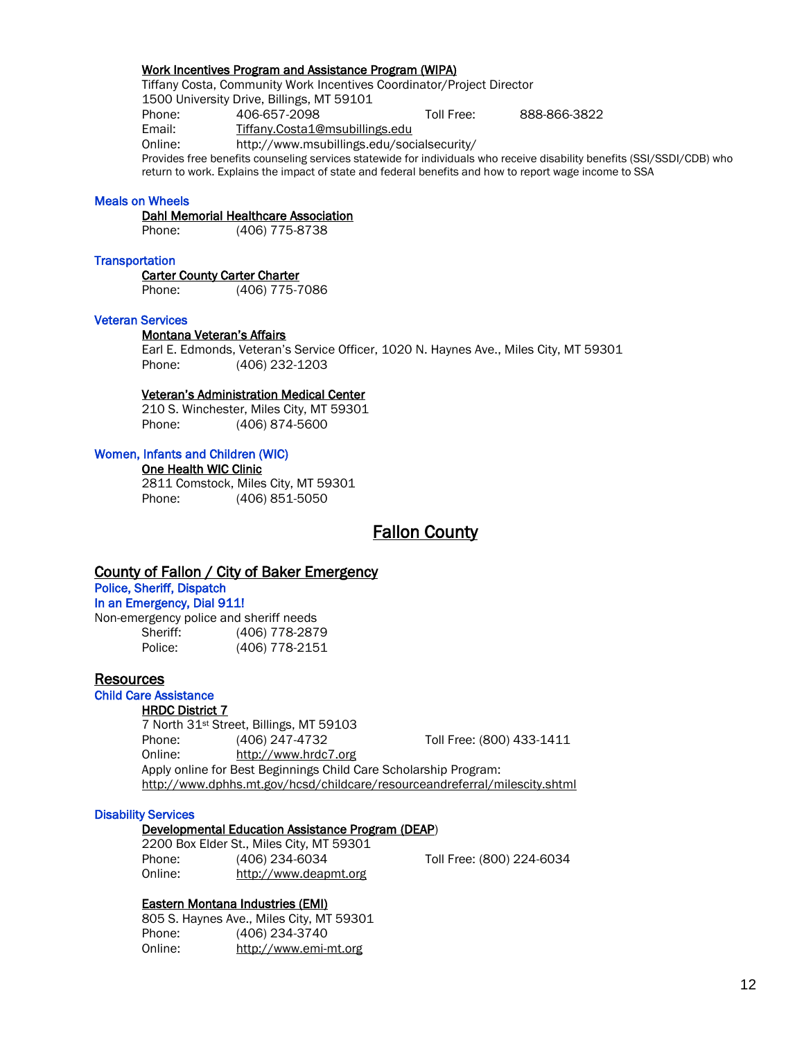**Work Incentives Program and Assistance Program (WIPA)**
Tiffany Costa, Community Work Incentives Coordinator/Project Director
1500 University Drive, Billings, MT 59101
Phone: 406-657-2098 Toll Free: 888-866-3822
Email: Tiffany.Costa1@msubillings.edu
Online: http://www.msubillings.edu/socialsecurity/
Provides free benefits counseling services statewide for individuals who receive disability benefits (SSI/SSDI/CDB) who return to work. Explains the impact of state and federal benefits and how to report wage income to SSA

### Meals on Wheels

**Dahl Memorial Healthcare Association**
Phone: (406) 775-8738

### Transportation

**Carter County Carter Charter**
Phone: (406) 775-7086

### Veteran Services

**Montana Veteran's Affairs**
Earl E. Edmonds, Veteran's Service Officer, 1020 N. Haynes Ave., Miles City, MT 59301
Phone: (406) 232-1203

**Veteran's Administration Medical Center**
210 S. Winchester, Miles City, MT 59301
Phone: (406) 874-5600

### Women, Infants and Children (WIC)

**One Health WIC Clinic**
2811 Comstock, Miles City, MT 59301
Phone: (406) 851-5050

# Fallon County

## County of Fallon / City of Baker Emergency

### Police, Sheriff, Dispatch

### In an Emergency, Dial 911!

Non-emergency police and sheriff needs
Sheriff: (406) 778-2879
Police: (406) 778-2151

## Resources

### Child Care Assistance

**HRDC District 7**
7 North 31st Street, Billings, MT 59103
Phone: (406) 247-4732 Toll Free: (800) 433-1411
Online: http://www.hrdc7.org
Apply online for Best Beginnings Child Care Scholarship Program:
http://www.dphhs.mt.gov/hcsd/childcare/resourceandreferral/milescity.shtml

### Disability Services

**Developmental Education Assistance Program (DEAP)**
2200 Box Elder St., Miles City, MT 59301
Phone: (406) 234-6034 Toll Free: (800) 224-6034
Online: http://www.deapmt.org

**Eastern Montana Industries (EMI)**
805 S. Haynes Ave., Miles City, MT 59301
Phone: (406) 234-3740
Online: http://www.emi-mt.org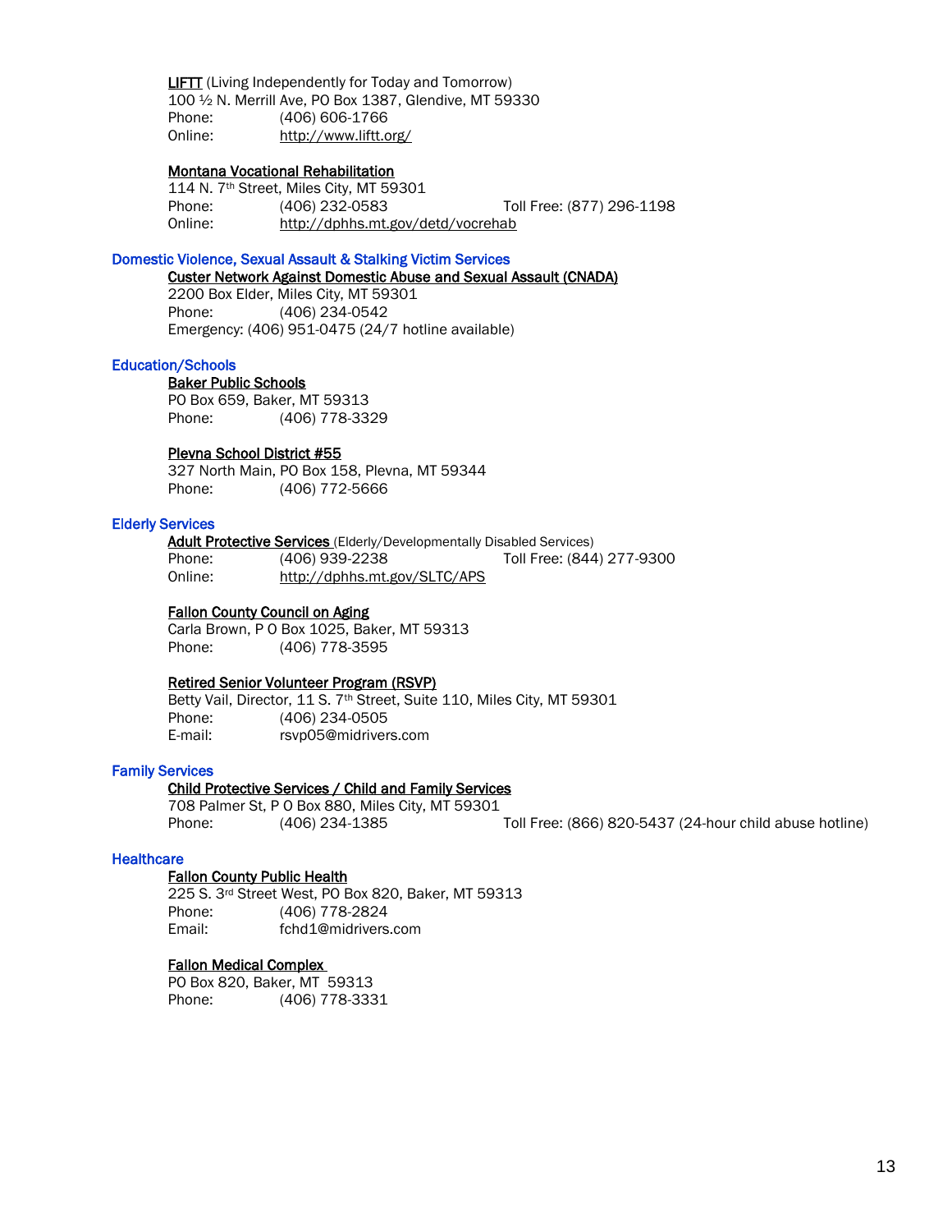**LIFTT** (Living Independently for Today and Tomorrow)
100 ½ N. Merrill Ave, PO Box 1387, Glendive, MT 59330
Phone: (406) 606-1766
Online: http://www.liftt.org/

**Montana Vocational Rehabilitation**
114 N. 7th Street, Miles City, MT 59301
Phone: (406) 232-0583 Toll Free: (877) 296-1198
Online: http://dphhs.mt.gov/detd/vocrehab

## Domestic Violence, Sexual Assault & Stalking Victim Services

**Custer Network Against Domestic Abuse and Sexual Assault (CNADA)**
2200 Box Elder, Miles City, MT 59301
Phone: (406) 234-0542
Emergency: (406) 951-0475 (24/7 hotline available)

## Education/Schools

**Baker Public Schools**
PO Box 659, Baker, MT 59313
Phone: (406) 778-3329

**Plevna School District #55**
327 North Main, PO Box 158, Plevna, MT 59344
Phone: (406) 772-5666

## Elderly Services

**Adult Protective Services** (Elderly/Developmentally Disabled Services)
Phone: (406) 939-2238 Toll Free: (844) 277-9300
Online: http://dphhs.mt.gov/SLTC/APS

**Fallon County Council on Aging**
Carla Brown, P O Box 1025, Baker, MT 59313
Phone: (406) 778-3595

**Retired Senior Volunteer Program (RSVP)**
Betty Vail, Director, 11 S. 7th Street, Suite 110, Miles City, MT 59301
Phone: (406) 234-0505
E-mail: rsvp05@midrivers.com

## Family Services

**Child Protective Services / Child and Family Services**
708 Palmer St, P O Box 880, Miles City, MT 59301
Phone: (406) 234-1385 Toll Free: (866) 820-5437 (24-hour child abuse hotline)

## Healthcare

**Fallon County Public Health**
225 S. 3rd Street West, PO Box 820, Baker, MT 59313
Phone: (406) 778-2824
Email: fchd1@midrivers.com

**Fallon Medical Complex**
PO Box 820, Baker, MT 59313
Phone: (406) 778-3331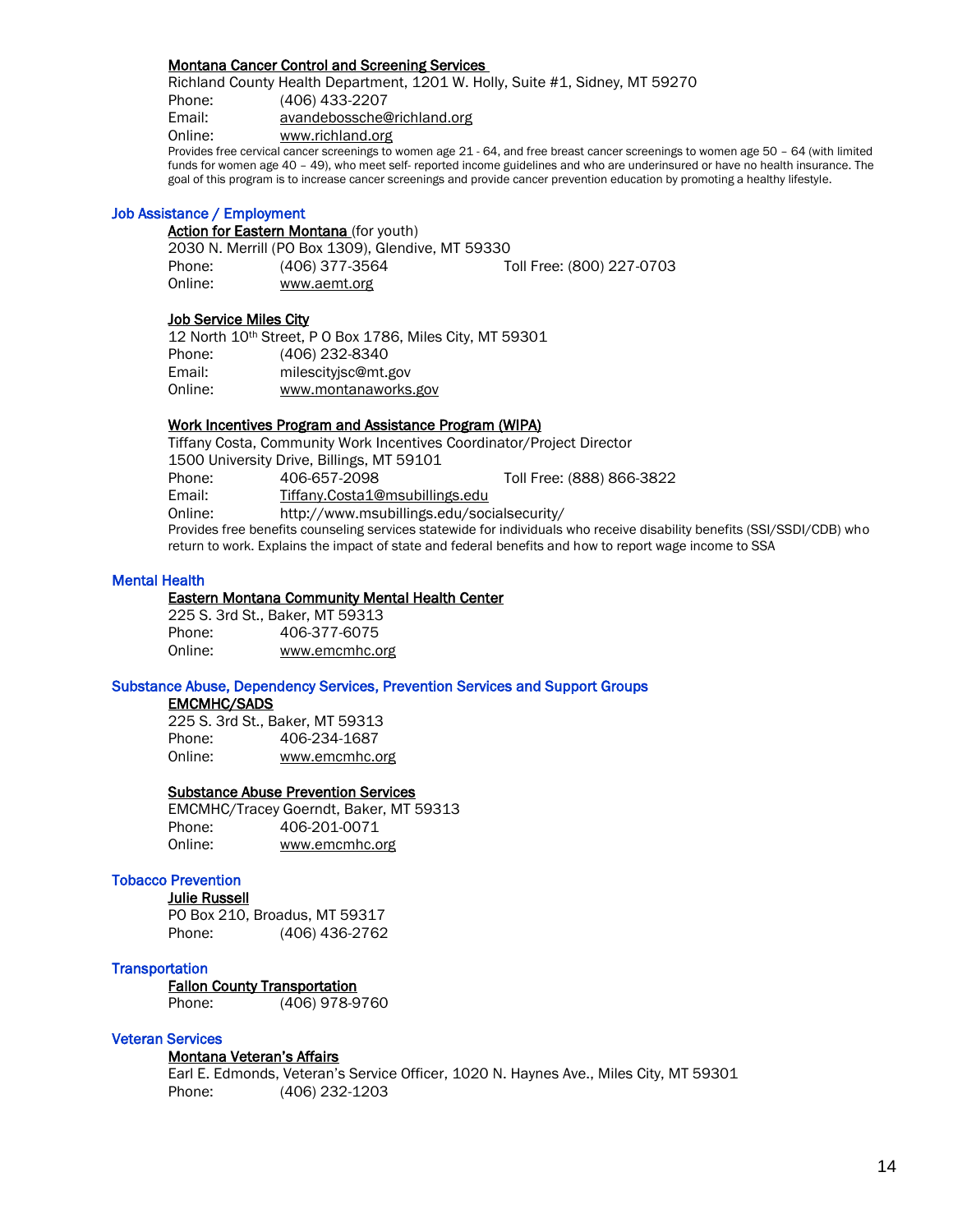**Montana Cancer Control and Screening Services**

Richland County Health Department, 1201 W. Holly, Suite #1, Sidney, MT 59270

Phone: (406) 433-2207
Email: avandebossche@richland.org
Online: www.richland.org

Provides free cervical cancer screenings to women age 21 - 64, and free breast cancer screenings to women age 50 – 64 (with limited funds for women age 40 – 49), who meet self- reported income guidelines and who are underinsured or have no health insurance. The goal of this program is to increase cancer screenings and provide cancer prevention education by promoting a healthy lifestyle.

## Job Assistance / Employment

**Action for Eastern Montana** (for youth)

2030 N. Merrill (PO Box 1309), Glendive, MT 59330

Phone: (406) 377-3564 Toll Free: (800) 227-0703
Online: www.aemt.org

**Job Service Miles City**

12 North 10th Street, P O Box 1786, Miles City, MT 59301

Phone: (406) 232-8340
Email: milescityjsc@mt.gov
Online: www.montanaworks.gov

**Work Incentives Program and Assistance Program (WIPA)**

Tiffany Costa, Community Work Incentives Coordinator/Project Director
1500 University Drive, Billings, MT 59101

Phone: 406-657-2098 Toll Free: (888) 866-3822
Email: Tiffany.Costa1@msubillings.edu
Online: http://www.msubillings.edu/socialsecurity/

Provides free benefits counseling services statewide for individuals who receive disability benefits (SSI/SSDI/CDB) who return to work. Explains the impact of state and federal benefits and how to report wage income to SSA

## Mental Health

**Eastern Montana Community Mental Health Center**

225 S. 3rd St., Baker, MT 59313

Phone: 406-377-6075
Online: www.emcmhc.org

## Substance Abuse, Dependency Services, Prevention Services and Support Groups

**EMCMHC/SADS**

225 S. 3rd St., Baker, MT 59313

Phone: 406-234-1687
Online: www.emcmhc.org

**Substance Abuse Prevention Services**

EMCMHC/Tracey Goerndt, Baker, MT 59313

Phone: 406-201-0071
Online: www.emcmhc.org

## Tobacco Prevention

**Julie Russell**

PO Box 210, Broadus, MT 59317

Phone: (406) 436-2762

## Transportation

**Fallon County Transportation**

Phone: (406) 978-9760

## Veteran Services

**Montana Veteran's Affairs**

Earl E. Edmonds, Veteran's Service Officer, 1020 N. Haynes Ave., Miles City, MT 59301

Phone: (406) 232-1203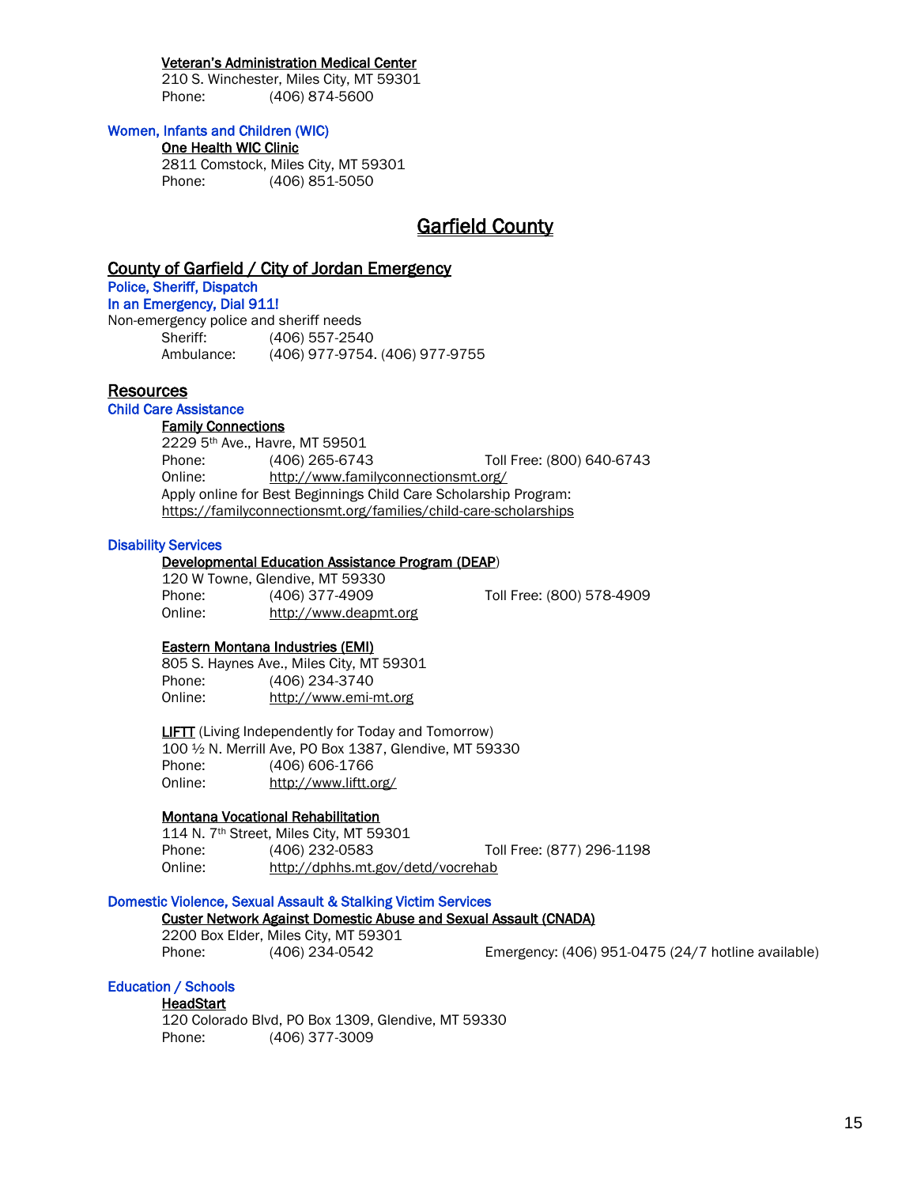**Veteran's Administration Medical Center**
210 S. Winchester, Miles City, MT 59301
Phone: (406) 874-5600

**Women, Infants and Children (WIC)**

**One Health WIC Clinic**
2811 Comstock, Miles City, MT 59301
Phone: (406) 851-5050

# Garfield County

## County of Garfield / City of Jordan Emergency

**Police, Sheriff, Dispatch**
**In an Emergency, Dial 911!**
Non-emergency police and sheriff needs
Sheriff: (406) 557-2540
Ambulance: (406) 977-9754. (406) 977-9755

## Resources

### Child Care Assistance

**Family Connections**
2229 5th Ave., Havre, MT 59501
Phone: (406) 265-6743 Toll Free: (800) 640-6743
Online: http://www.familyconnectionsmt.org/
Apply online for Best Beginnings Child Care Scholarship Program:
https://familyconnectionsmt.org/families/child-care-scholarships

### Disability Services

**Developmental Education Assistance Program (DEAP)**
120 W Towne, Glendive, MT 59330
Phone: (406) 377-4909 Toll Free: (800) 578-4909
Online: http://www.deapmt.org

**Eastern Montana Industries (EMI)**
805 S. Haynes Ave., Miles City, MT 59301
Phone: (406) 234-3740
Online: http://www.emi-mt.org

**LIFTT** (Living Independently for Today and Tomorrow)
100 ½ N. Merrill Ave, PO Box 1387, Glendive, MT 59330
Phone: (406) 606-1766
Online: http://www.liftt.org/

**Montana Vocational Rehabilitation**
114 N. 7th Street, Miles City, MT 59301
Phone: (406) 232-0583 Toll Free: (877) 296-1198
Online: http://dphhs.mt.gov/detd/vocrehab

### Domestic Violence, Sexual Assault & Stalking Victim Services

**Custer Network Against Domestic Abuse and Sexual Assault (CNADA)**
2200 Box Elder, Miles City, MT 59301
Phone: (406) 234-0542 Emergency: (406) 951-0475 (24/7 hotline available)

### Education / Schools

**HeadStart**
120 Colorado Blvd, PO Box 1309, Glendive, MT 59330
Phone: (406) 377-3009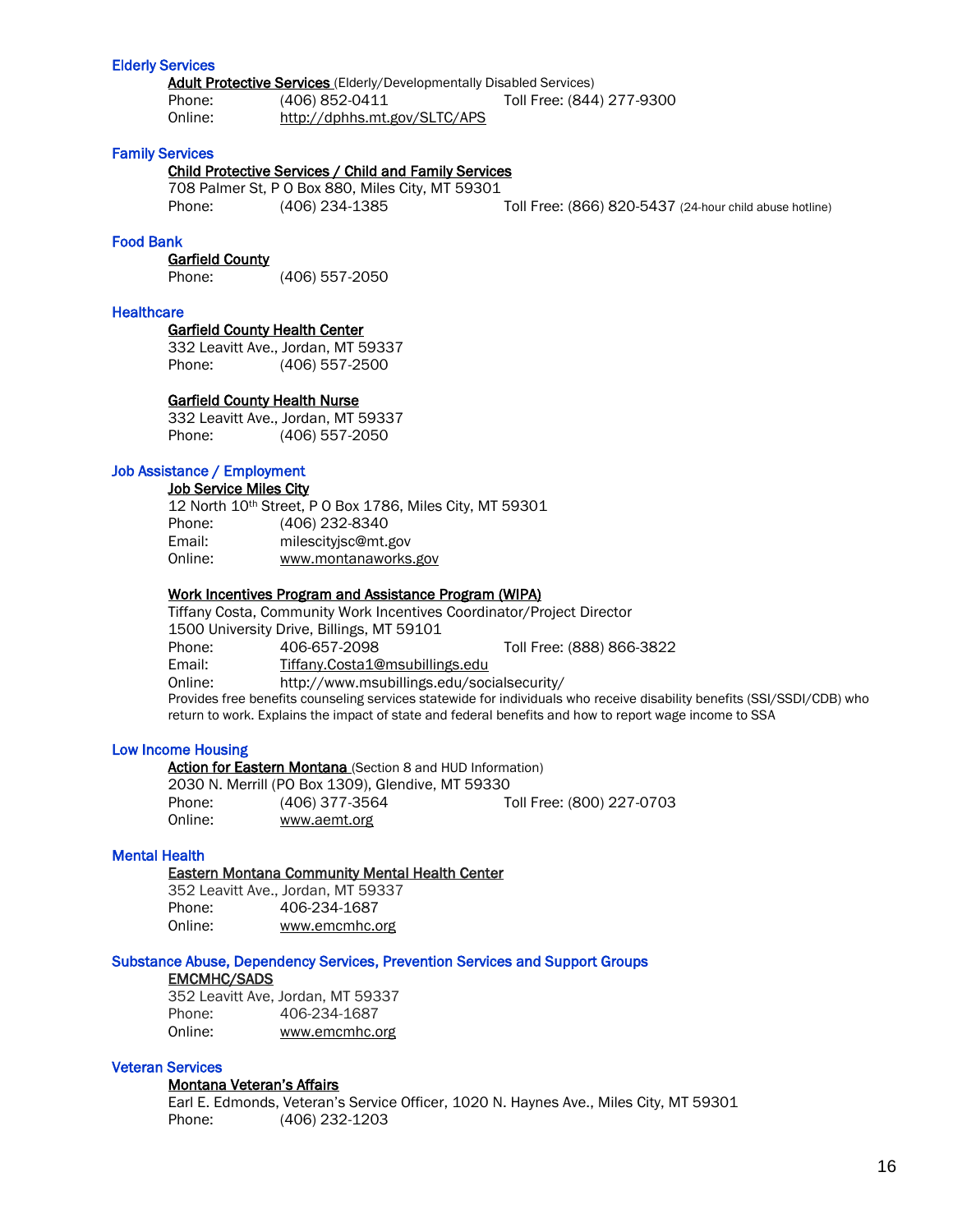## Elderly Services

**Adult Protective Services** (Elderly/Developmentally Disabled Services)
Phone: (406) 852-0411 Toll Free: (844) 277-9300
Online: http://dphhs.mt.gov/SLTC/APS

## Family Services

**Child Protective Services / Child and Family Services**
708 Palmer St, P O Box 880, Miles City, MT 59301
Phone: (406) 234-1385 Toll Free: (866) 820-5437 (24-hour child abuse hotline)

## Food Bank

**Garfield County**
Phone: (406) 557-2050

## Healthcare

**Garfield County Health Center**
332 Leavitt Ave., Jordan, MT 59337
Phone: (406) 557-2500

**Garfield County Health Nurse**
332 Leavitt Ave., Jordan, MT 59337
Phone: (406) 557-2050

## Job Assistance / Employment

**Job Service Miles City**
12 North 10th Street, P O Box 1786, Miles City, MT 59301
Phone: (406) 232-8340
Email: milescityjsc@mt.gov
Online: www.montanaworks.gov

**Work Incentives Program and Assistance Program (WIPA)**
Tiffany Costa, Community Work Incentives Coordinator/Project Director
1500 University Drive, Billings, MT 59101
Phone: 406-657-2098 Toll Free: (888) 866-3822
Email: Tiffany.Costa1@msubillings.edu
Online: http://www.msubillings.edu/socialsecurity/
Provides free benefits counseling services statewide for individuals who receive disability benefits (SSI/SSDI/CDB) who return to work. Explains the impact of state and federal benefits and how to report wage income to SSA

## Low Income Housing

**Action for Eastern Montana** (Section 8 and HUD Information)
2030 N. Merrill (PO Box 1309), Glendive, MT 59330
Phone: (406) 377-3564 Toll Free: (800) 227-0703
Online: www.aemt.org

## Mental Health

**Eastern Montana Community Mental Health Center**
352 Leavitt Ave., Jordan, MT 59337
Phone: 406-234-1687
Online: www.emcmhc.org

## Substance Abuse, Dependency Services, Prevention Services and Support Groups

**EMCMHC/SADS**
352 Leavitt Ave, Jordan, MT 59337
Phone: 406-234-1687
Online: www.emcmhc.org

## Veteran Services

**Montana Veteran's Affairs**
Earl E. Edmonds, Veteran's Service Officer, 1020 N. Haynes Ave., Miles City, MT 59301
Phone: (406) 232-1203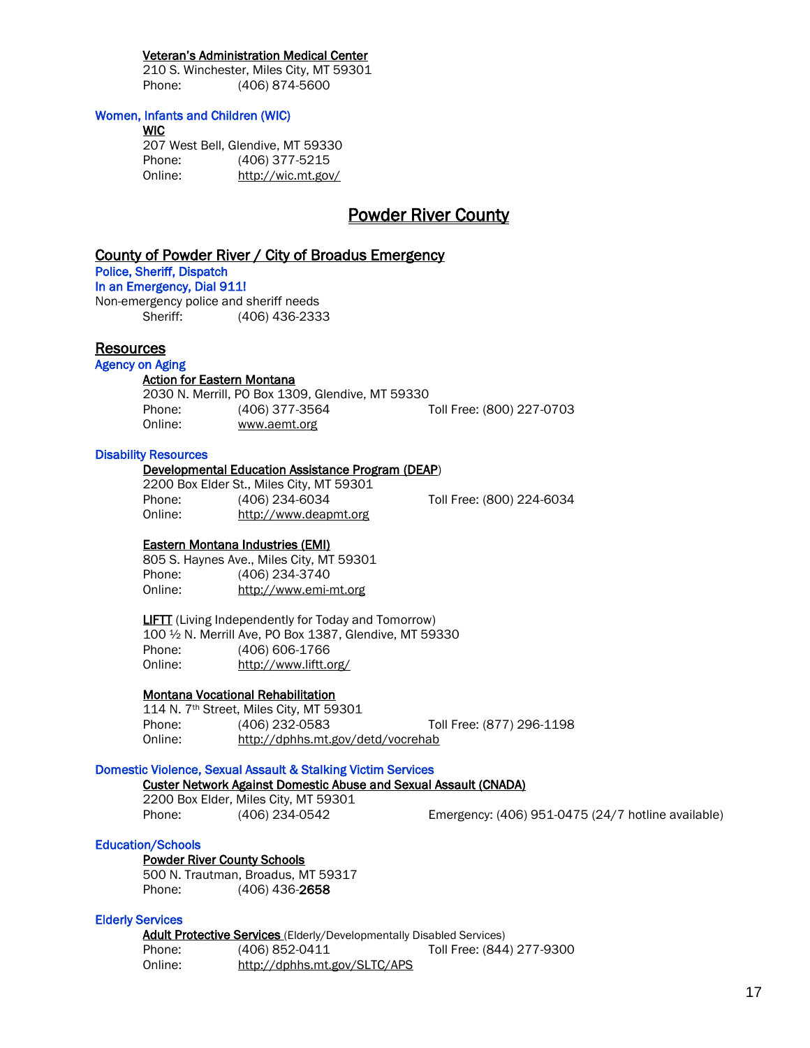**Veteran's Administration Medical Center**
210 S. Winchester, Miles City, MT 59301
Phone: (406) 874-5600

### Women, Infants and Children (WIC)

**WIC**
207 West Bell, Glendive, MT 59330
Phone: (406) 377-5215
Online: http://wic.mt.gov/

# Powder River County

## County of Powder River / City of Broadus Emergency

### Police, Sheriff, Dispatch

### In an Emergency, Dial 911!

Non-emergency police and sheriff needs
Sheriff: (406) 436-2333

## Resources

### Agency on Aging

**Action for Eastern Montana**
2030 N. Merrill, PO Box 1309, Glendive, MT 59330
Phone: (406) 377-3564 Toll Free: (800) 227-0703
Online: www.aemt.org

### Disability Resources

**Developmental Education Assistance Program (DEAP)**
2200 Box Elder St., Miles City, MT 59301
Phone: (406) 234-6034 Toll Free: (800) 224-6034
Online: http://www.deapmt.org

**Eastern Montana Industries (EMI)**
805 S. Haynes Ave., Miles City, MT 59301
Phone: (406) 234-3740
Online: http://www.emi-mt.org

**LIFTT** (Living Independently for Today and Tomorrow)
100 ½ N. Merrill Ave, PO Box 1387, Glendive, MT 59330
Phone: (406) 606-1766
Online: http://www.liftt.org/

**Montana Vocational Rehabilitation**
114 N. 7th Street, Miles City, MT 59301
Phone: (406) 232-0583 Toll Free: (877) 296-1198
Online: http://dphhs.mt.gov/detd/vocrehab

### Domestic Violence, Sexual Assault & Stalking Victim Services

**Custer Network Against Domestic Abuse and Sexual Assault (CNADA)**
2200 Box Elder, Miles City, MT 59301
Phone: (406) 234-0542 Emergency: (406) 951-0475 (24/7 hotline available)

### Education/Schools

**Powder River County Schools**
500 N. Trautman, Broadus, MT 59317
Phone: (406) 436-2658

### Elderly Services

**Adult Protective Services** (Elderly/Developmentally Disabled Services)
Phone: (406) 852-0411 Toll Free: (844) 277-9300
Online: http://dphhs.mt.gov/SLTC/APS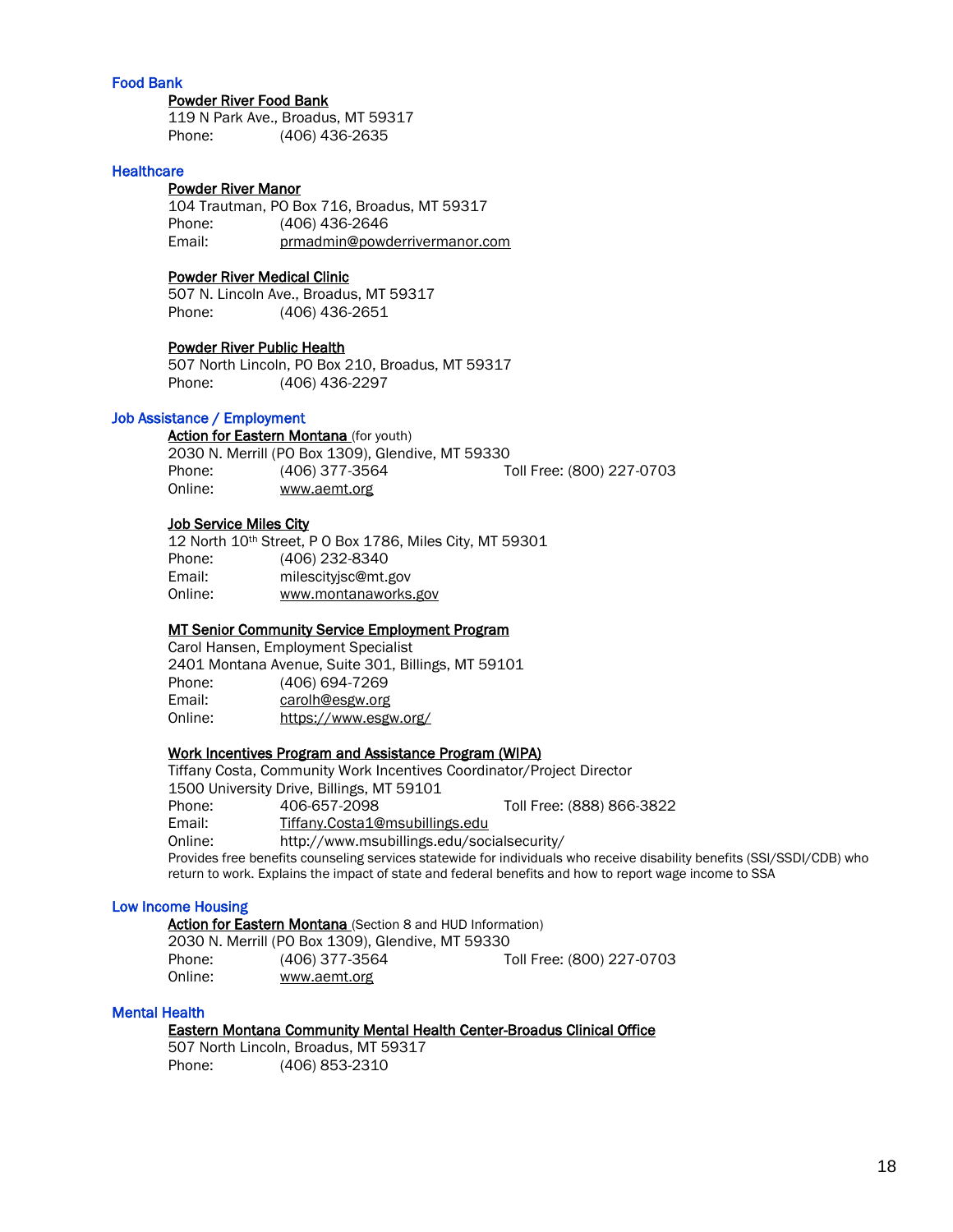## Food Bank

**Powder River Food Bank**
119 N Park Ave., Broadus, MT 59317
Phone: (406) 436-2635

## Healthcare

**Powder River Manor**
104 Trautman, PO Box 716, Broadus, MT 59317
Phone: (406) 436-2646
Email: prmadmin@powderrivermanor.com

**Powder River Medical Clinic**
507 N. Lincoln Ave., Broadus, MT 59317
Phone: (406) 436-2651

**Powder River Public Health**
507 North Lincoln, PO Box 210, Broadus, MT 59317
Phone: (406) 436-2297

## Job Assistance / Employment

**Action for Eastern Montana** (for youth)
2030 N. Merrill (PO Box 1309), Glendive, MT 59330
Phone: (406) 377-3564 Toll Free: (800) 227-0703
Online: www.aemt.org

**Job Service Miles City**
12 North 10th Street, P O Box 1786, Miles City, MT 59301
Phone: (406) 232-8340
Email: milescityjsc@mt.gov
Online: www.montanaworks.gov

**MT Senior Community Service Employment Program**
Carol Hansen, Employment Specialist
2401 Montana Avenue, Suite 301, Billings, MT 59101
Phone: (406) 694-7269
Email: carolh@esgw.org
Online: https://www.esgw.org/

**Work Incentives Program and Assistance Program (WIPA)**
Tiffany Costa, Community Work Incentives Coordinator/Project Director
1500 University Drive, Billings, MT 59101
Phone: 406-657-2098 Toll Free: (888) 866-3822
Email: Tiffany.Costa1@msubillings.edu
Online: http://www.msubillings.edu/socialsecurity/
Provides free benefits counseling services statewide for individuals who receive disability benefits (SSI/SSDI/CDB) who return to work. Explains the impact of state and federal benefits and how to report wage income to SSA

## Low Income Housing

**Action for Eastern Montana** (Section 8 and HUD Information)
2030 N. Merrill (PO Box 1309), Glendive, MT 59330
Phone: (406) 377-3564 Toll Free: (800) 227-0703
Online: www.aemt.org

## Mental Health

**Eastern Montana Community Mental Health Center-Broadus Clinical Office**
507 North Lincoln, Broadus, MT 59317
Phone: (406) 853-2310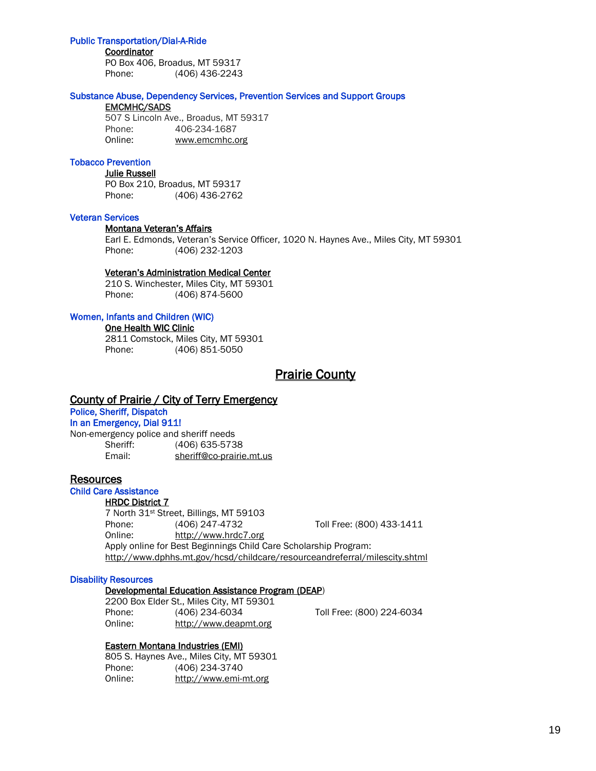### Public Transportation/Dial-A-Ride

**Coordinator**
PO Box 406, Broadus, MT 59317
Phone: (406) 436-2243

### Substance Abuse, Dependency Services, Prevention Services and Support Groups

**EMCMHC/SADS**
507 S Lincoln Ave., Broadus, MT 59317
Phone: 406-234-1687
Online: www.emcmhc.org

### Tobacco Prevention

**Julie Russell**
PO Box 210, Broadus, MT 59317
Phone: (406) 436-2762

### Veteran Services

**Montana Veteran's Affairs**
Earl E. Edmonds, Veteran's Service Officer, 1020 N. Haynes Ave., Miles City, MT 59301
Phone: (406) 232-1203

**Veteran's Administration Medical Center**
210 S. Winchester, Miles City, MT 59301
Phone: (406) 874-5600

### Women, Infants and Children (WIC)

**One Health WIC Clinic**
2811 Comstock, Miles City, MT 59301
Phone: (406) 851-5050

# Prairie County

## County of Prairie / City of Terry Emergency

### Police, Sheriff, Dispatch

### In an Emergency, Dial 911!

Non-emergency police and sheriff needs
Sheriff: (406) 635-5738
Email: sheriff@co-prairie.mt.us

## Resources

### Child Care Assistance

**HRDC District 7**
7 North 31st Street, Billings, MT 59103
Phone: (406) 247-4732 Toll Free: (800) 433-1411
Online: http://www.hrdc7.org
Apply online for Best Beginnings Child Care Scholarship Program:
http://www.dphhs.mt.gov/hcsd/childcare/resourceandreferral/milescity.shtml

### Disability Resources

**Developmental Education Assistance Program (DEAP)**
2200 Box Elder St., Miles City, MT 59301
Phone: (406) 234-6034 Toll Free: (800) 224-6034
Online: http://www.deapmt.org

**Eastern Montana Industries (EMI)**
805 S. Haynes Ave., Miles City, MT 59301
Phone: (406) 234-3740
Online: http://www.emi-mt.org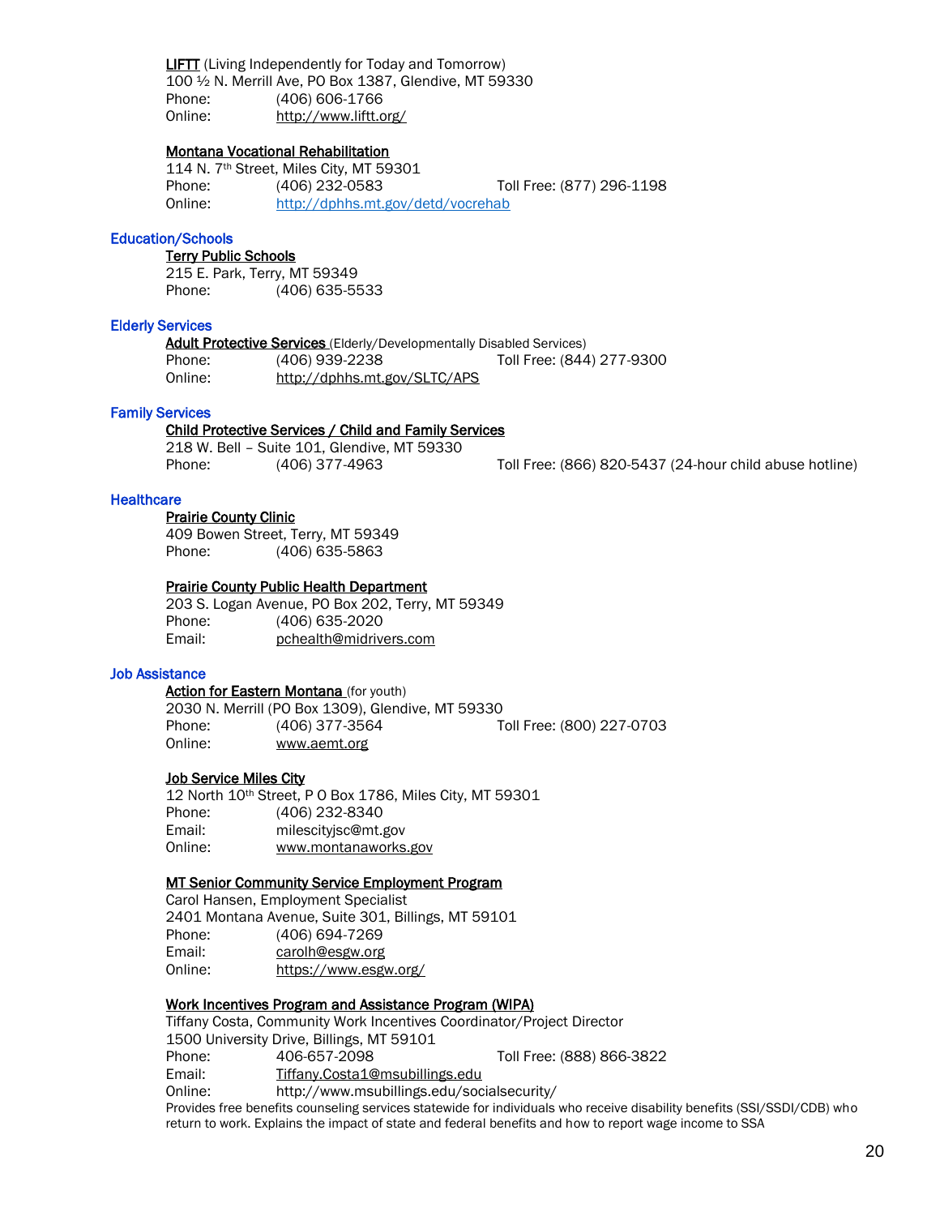**LIFTT** (Living Independently for Today and Tomorrow)
100 ½ N. Merrill Ave, PO Box 1387, Glendive, MT 59330
Phone: (406) 606-1766
Online: http://www.liftt.org/

**Montana Vocational Rehabilitation**
114 N. 7th Street, Miles City, MT 59301
Phone: (406) 232-0583 Toll Free: (877) 296-1198
Online: http://dphhs.mt.gov/detd/vocrehab

## Education/Schools

**Terry Public Schools**
215 E. Park, Terry, MT 59349
Phone: (406) 635-5533

## Elderly Services

**Adult Protective Services** (Elderly/Developmentally Disabled Services)
Phone: (406) 939-2238 Toll Free: (844) 277-9300
Online: http://dphhs.mt.gov/SLTC/APS

## Family Services

**Child Protective Services / Child and Family Services**
218 W. Bell – Suite 101, Glendive, MT 59330
Phone: (406) 377-4963 Toll Free: (866) 820-5437 (24-hour child abuse hotline)

## Healthcare

**Prairie County Clinic**
409 Bowen Street, Terry, MT 59349
Phone: (406) 635-5863

**Prairie County Public Health Department**
203 S. Logan Avenue, PO Box 202, Terry, MT 59349
Phone: (406) 635-2020
Email: pchealth@midrivers.com

## Job Assistance

**Action for Eastern Montana** (for youth)
2030 N. Merrill (PO Box 1309), Glendive, MT 59330
Phone: (406) 377-3564 Toll Free: (800) 227-0703
Online: www.aemt.org

**Job Service Miles City**
12 North 10th Street, P O Box 1786, Miles City, MT 59301
Phone: (406) 232-8340
Email: milescityjsc@mt.gov
Online: www.montanaworks.gov

**MT Senior Community Service Employment Program**
Carol Hansen, Employment Specialist
2401 Montana Avenue, Suite 301, Billings, MT 59101
Phone: (406) 694-7269
Email: carolh@esgw.org
Online: https://www.esgw.org/

**Work Incentives Program and Assistance Program (WIPA)**
Tiffany Costa, Community Work Incentives Coordinator/Project Director
1500 University Drive, Billings, MT 59101
Phone: 406-657-2098 Toll Free: (888) 866-3822
Email: Tiffany.Costa1@msubillings.edu
Online: http://www.msubillings.edu/socialsecurity/
Provides free benefits counseling services statewide for individuals who receive disability benefits (SSI/SSDI/CDB) who return to work. Explains the impact of state and federal benefits and how to report wage income to SSA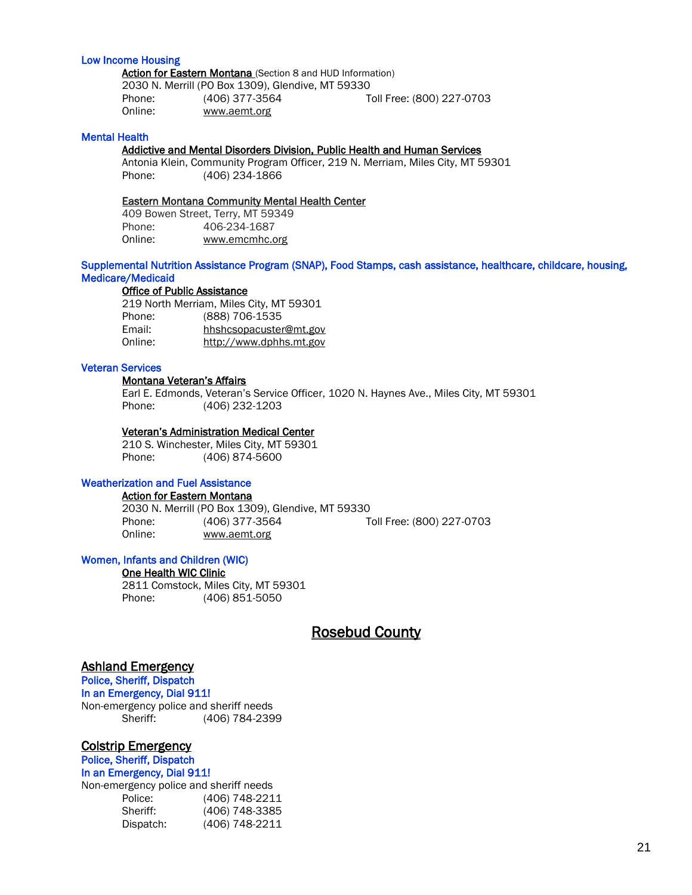### Low Income Housing

**Action for Eastern Montana** (Section 8 and HUD Information)
2030 N. Merrill (PO Box 1309), Glendive, MT 59330
Phone: (406) 377-3564 Toll Free: (800) 227-0703
Online: www.aemt.org

### Mental Health

**Addictive and Mental Disorders Division, Public Health and Human Services**
Antonia Klein, Community Program Officer, 219 N. Merriam, Miles City, MT 59301
Phone: (406) 234-1866

**Eastern Montana Community Mental Health Center**
409 Bowen Street, Terry, MT 59349
Phone: 406-234-1687
Online: www.emcmhc.org

### Supplemental Nutrition Assistance Program (SNAP), Food Stamps, cash assistance, healthcare, childcare, housing, Medicare/Medicaid

**Office of Public Assistance**
219 North Merriam, Miles City, MT 59301
Phone: (888) 706-1535
Email: hhshcsopacuster@mt.gov
Online: http://www.dphhs.mt.gov

### Veteran Services

**Montana Veteran's Affairs**
Earl E. Edmonds, Veteran's Service Officer, 1020 N. Haynes Ave., Miles City, MT 59301
Phone: (406) 232-1203

**Veteran's Administration Medical Center**
210 S. Winchester, Miles City, MT 59301
Phone: (406) 874-5600

### Weatherization and Fuel Assistance

**Action for Eastern Montana**
2030 N. Merrill (PO Box 1309), Glendive, MT 59330
Phone: (406) 377-3564 Toll Free: (800) 227-0703
Online: www.aemt.org

### Women, Infants and Children (WIC)

**One Health WIC Clinic**
2811 Comstock, Miles City, MT 59301
Phone: (406) 851-5050

# Rosebud County

## Ashland Emergency

### Police, Sheriff, Dispatch

**In an Emergency, Dial 911!**

Non-emergency police and sheriff needs
Sheriff: (406) 784-2399

## Colstrip Emergency

### Police, Sheriff, Dispatch

**In an Emergency, Dial 911!**

Non-emergency police and sheriff needs
Police: (406) 748-2211
Sheriff: (406) 748-3385
Dispatch: (406) 748-2211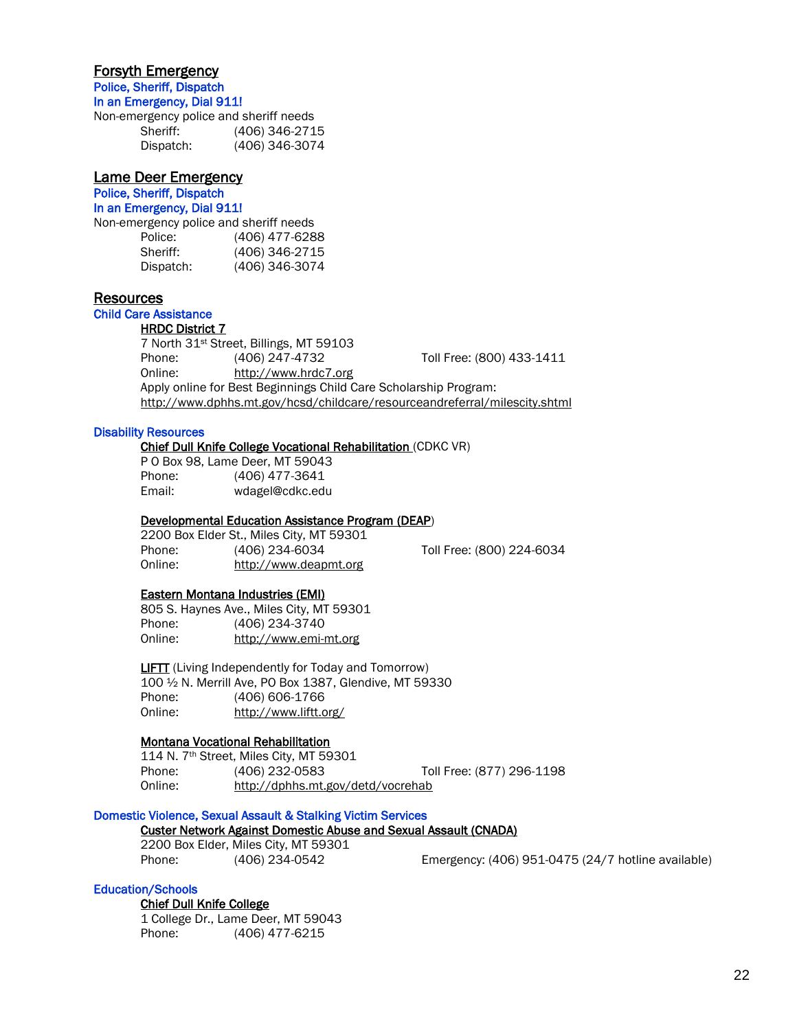## Forsyth Emergency

**Police, Sheriff, Dispatch**
**In an Emergency, Dial 911!**

Non-emergency police and sheriff needs

Sheriff: (406) 346-2715
Dispatch: (406) 346-3074

## Lame Deer Emergency

**Police, Sheriff, Dispatch**
**In an Emergency, Dial 911!**

Non-emergency police and sheriff needs

Police: (406) 477-6288
Sheriff: (406) 346-2715
Dispatch: (406) 346-3074

## Resources

### Child Care Assistance

**HRDC District 7**
7 North 31st Street, Billings, MT 59103
Phone: (406) 247-4732 Toll Free: (800) 433-1411
Online: http://www.hrdc7.org
Apply online for Best Beginnings Child Care Scholarship Program:
http://www.dphhs.mt.gov/hcsd/childcare/resourceandreferral/milescity.shtml

### Disability Resources

**Chief Dull Knife College Vocational Rehabilitation** (CDKC VR)
P O Box 98, Lame Deer, MT 59043
Phone: (406) 477-3641
Email: wdagel@cdkc.edu

**Developmental Education Assistance Program (DEAP)**
2200 Box Elder St., Miles City, MT 59301
Phone: (406) 234-6034 Toll Free: (800) 224-6034
Online: http://www.deapmt.org

**Eastern Montana Industries (EMI)**
805 S. Haynes Ave., Miles City, MT 59301
Phone: (406) 234-3740
Online: http://www.emi-mt.org

**LIFTT** (Living Independently for Today and Tomorrow)
100 ½ N. Merrill Ave, PO Box 1387, Glendive, MT 59330
Phone: (406) 606-1766
Online: http://www.liftt.org/

**Montana Vocational Rehabilitation**
114 N. 7th Street, Miles City, MT 59301
Phone: (406) 232-0583 Toll Free: (877) 296-1198
Online: http://dphhs.mt.gov/detd/vocrehab

### Domestic Violence, Sexual Assault & Stalking Victim Services

**Custer Network Against Domestic Abuse and Sexual Assault (CNADA)**
2200 Box Elder, Miles City, MT 59301
Phone: (406) 234-0542 Emergency: (406) 951-0475 (24/7 hotline available)

### Education/Schools

**Chief Dull Knife College**
1 College Dr., Lame Deer, MT 59043
Phone: (406) 477-6215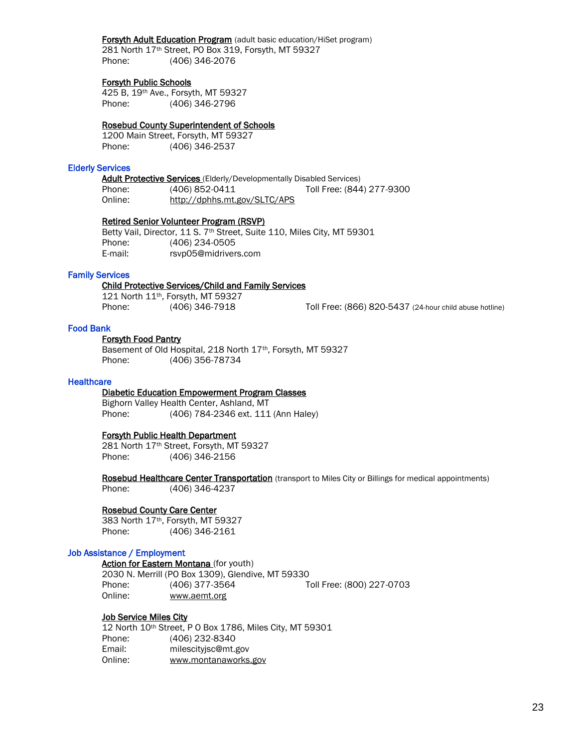**Forsyth Adult Education Program** (adult basic education/HiSet program)
281 North 17th Street, PO Box 319, Forsyth, MT 59327
Phone: (406) 346-2076

**Forsyth Public Schools**
425 B, 19th Ave., Forsyth, MT 59327
Phone: (406) 346-2796

**Rosebud County Superintendent of Schools**
1200 Main Street, Forsyth, MT 59327
Phone: (406) 346-2537

## Elderly Services

**Adult Protective Services** (Elderly/Developmentally Disabled Services)
Phone: (406) 852-0411 Toll Free: (844) 277-9300
Online: http://dphhs.mt.gov/SLTC/APS

**Retired Senior Volunteer Program (RSVP)**
Betty Vail, Director, 11 S. 7th Street, Suite 110, Miles City, MT 59301
Phone: (406) 234-0505
E-mail: rsvp05@midrivers.com

## Family Services

**Child Protective Services/Child and Family Services**
121 North 11th, Forsyth, MT 59327
Phone: (406) 346-7918 Toll Free: (866) 820-5437 (24-hour child abuse hotline)

## Food Bank

**Forsyth Food Pantry**
Basement of Old Hospital, 218 North 17th, Forsyth, MT 59327
Phone: (406) 356-78734

## Healthcare

**Diabetic Education Empowerment Program Classes**
Bighorn Valley Health Center, Ashland, MT
Phone: (406) 784-2346 ext. 111 (Ann Haley)

**Forsyth Public Health Department**
281 North 17th Street, Forsyth, MT 59327
Phone: (406) 346-2156

**Rosebud Healthcare Center Transportation** (transport to Miles City or Billings for medical appointments)
Phone: (406) 346-4237

**Rosebud County Care Center**
383 North 17th, Forsyth, MT 59327
Phone: (406) 346-2161

## Job Assistance / Employment

**Action for Eastern Montana** (for youth)
2030 N. Merrill (PO Box 1309), Glendive, MT 59330
Phone: (406) 377-3564 Toll Free: (800) 227-0703
Online: www.aemt.org

**Job Service Miles City**
12 North 10th Street, P O Box 1786, Miles City, MT 59301
Phone: (406) 232-8340
Email: milescityjsc@mt.gov
Online: www.montanaworks.gov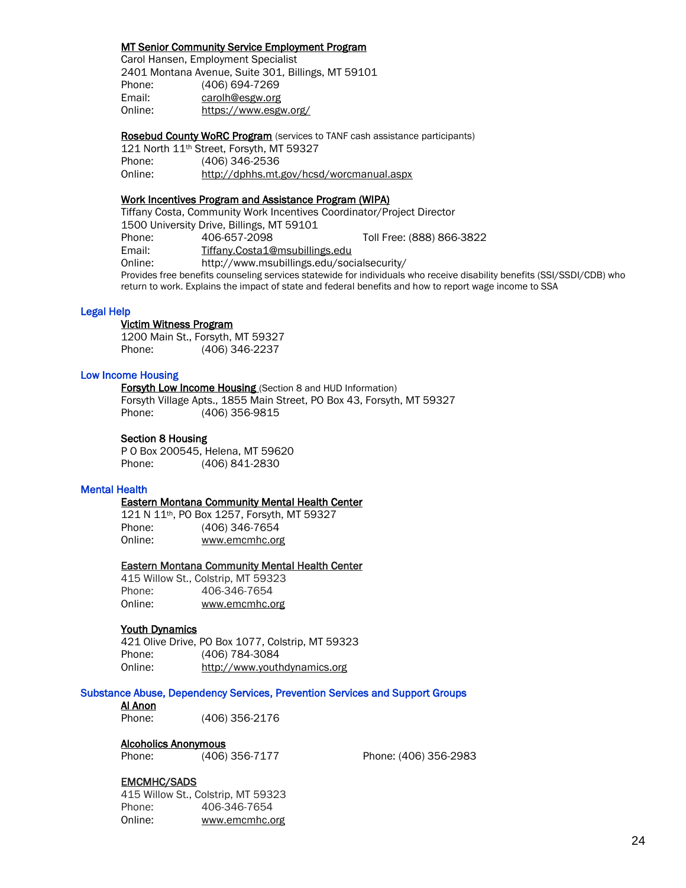**MT Senior Community Service Employment Program**
Carol Hansen, Employment Specialist
2401 Montana Avenue, Suite 301, Billings, MT 59101
Phone: (406) 694-7269
Email: carolh@esgw.org
Online: https://www.esgw.org/

**Rosebud County WoRC Program** (services to TANF cash assistance participants)
121 North 11th Street, Forsyth, MT 59327
Phone: (406) 346-2536
Online: http://dphhs.mt.gov/hcsd/worcmanual.aspx

**Work Incentives Program and Assistance Program (WIPA)**
Tiffany Costa, Community Work Incentives Coordinator/Project Director
1500 University Drive, Billings, MT 59101
Phone: 406-657-2098 Toll Free: (888) 866-3822
Email: Tiffany.Costa1@msubillings.edu
Online: http://www.msubillings.edu/socialsecurity/
Provides free benefits counseling services statewide for individuals who receive disability benefits (SSI/SSDI/CDB) who return to work. Explains the impact of state and federal benefits and how to report wage income to SSA

## Legal Help

**Victim Witness Program**
1200 Main St., Forsyth, MT 59327
Phone: (406) 346-2237

## Low Income Housing

**Forsyth Low Income Housing** (Section 8 and HUD Information)
Forsyth Village Apts., 1855 Main Street, PO Box 43, Forsyth, MT 59327
Phone: (406) 356-9815

**Section 8 Housing**
P O Box 200545, Helena, MT 59620
Phone: (406) 841-2830

## Mental Health

**Eastern Montana Community Mental Health Center**
121 N 11th, PO Box 1257, Forsyth, MT 59327
Phone: (406) 346-7654
Online: www.emcmhc.org

**Eastern Montana Community Mental Health Center**
415 Willow St., Colstrip, MT 59323
Phone: 406-346-7654
Online: www.emcmhc.org

**Youth Dynamics**
421 Olive Drive, PO Box 1077, Colstrip, MT 59323
Phone: (406) 784-3084
Online: http://www.youthdynamics.org

## Substance Abuse, Dependency Services, Prevention Services and Support Groups

**Al Anon**
Phone: (406) 356-2176

**Alcoholics Anonymous**
Phone: (406) 356-7177 Phone: (406) 356-2983

**EMCMHC/SADS**
415 Willow St., Colstrip, MT 59323
Phone: 406-346-7654
Online: www.emcmhc.org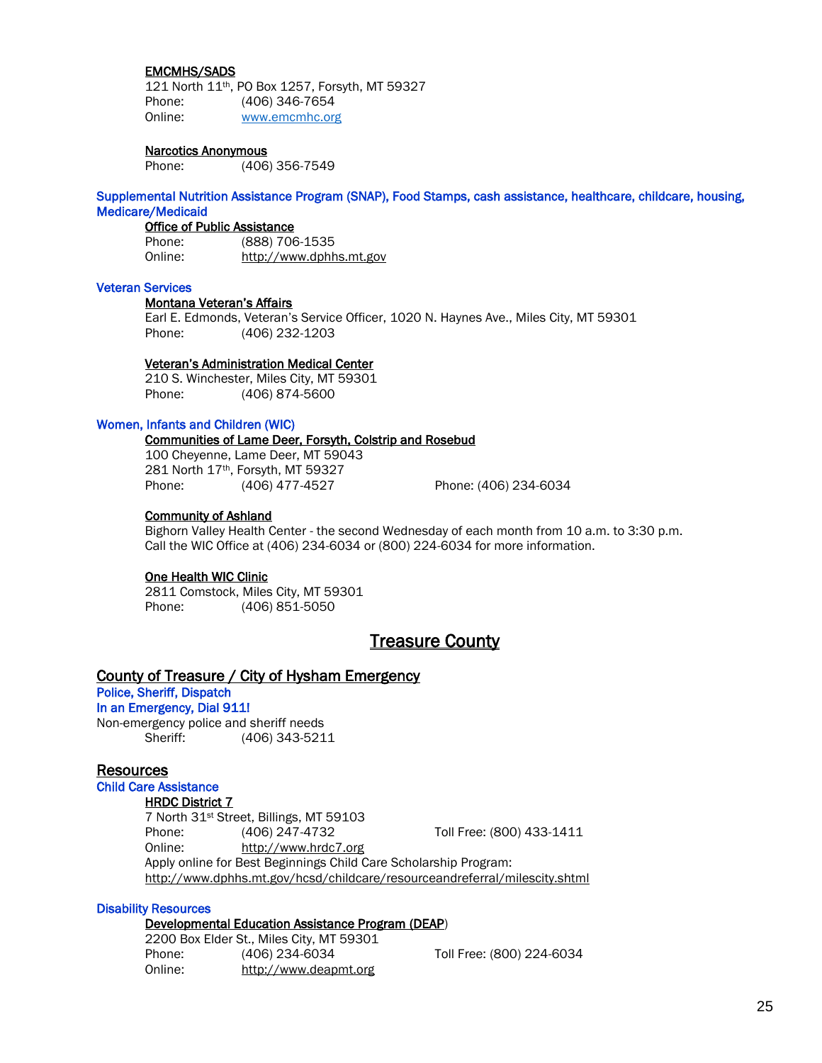**EMCMHS/SADS**
121 North 11th, PO Box 1257, Forsyth, MT 59327
Phone: (406) 346-7654
Online: www.emcmhc.org

**Narcotics Anonymous**
Phone: (406) 356-7549

### Supplemental Nutrition Assistance Program (SNAP), Food Stamps, cash assistance, healthcare, childcare, housing, Medicare/Medicaid

**Office of Public Assistance**
Phone: (888) 706-1535
Online: http://www.dphhs.mt.gov

### Veteran Services

**Montana Veteran's Affairs**
Earl E. Edmonds, Veteran's Service Officer, 1020 N. Haynes Ave., Miles City, MT 59301
Phone: (406) 232-1203

**Veteran's Administration Medical Center**
210 S. Winchester, Miles City, MT 59301
Phone: (406) 874-5600

### Women, Infants and Children (WIC)

**Communities of Lame Deer, Forsyth, Colstrip and Rosebud**
100 Cheyenne, Lame Deer, MT 59043
281 North 17th, Forsyth, MT 59327
Phone: (406) 477-4527 Phone: (406) 234-6034

**Community of Ashland**
Bighorn Valley Health Center - the second Wednesday of each month from 10 a.m. to 3:30 p.m.
Call the WIC Office at (406) 234-6034 or (800) 224-6034 for more information.

**One Health WIC Clinic**
2811 Comstock, Miles City, MT 59301
Phone: (406) 851-5050

# Treasure County

## County of Treasure / City of Hysham Emergency

### Police, Sheriff, Dispatch

### In an Emergency, Dial 911!

Non-emergency police and sheriff needs
Sheriff: (406) 343-5211

## Resources

### Child Care Assistance

**HRDC District 7**
7 North 31st Street, Billings, MT 59103
Phone: (406) 247-4732 Toll Free: (800) 433-1411
Online: http://www.hrdc7.org
Apply online for Best Beginnings Child Care Scholarship Program:
http://www.dphhs.mt.gov/hcsd/childcare/resourceandreferral/milescity.shtml

### Disability Resources

**Developmental Education Assistance Program (DEAP)**
2200 Box Elder St., Miles City, MT 59301
Phone: (406) 234-6034 Toll Free: (800) 224-6034
Online: http://www.deapmt.org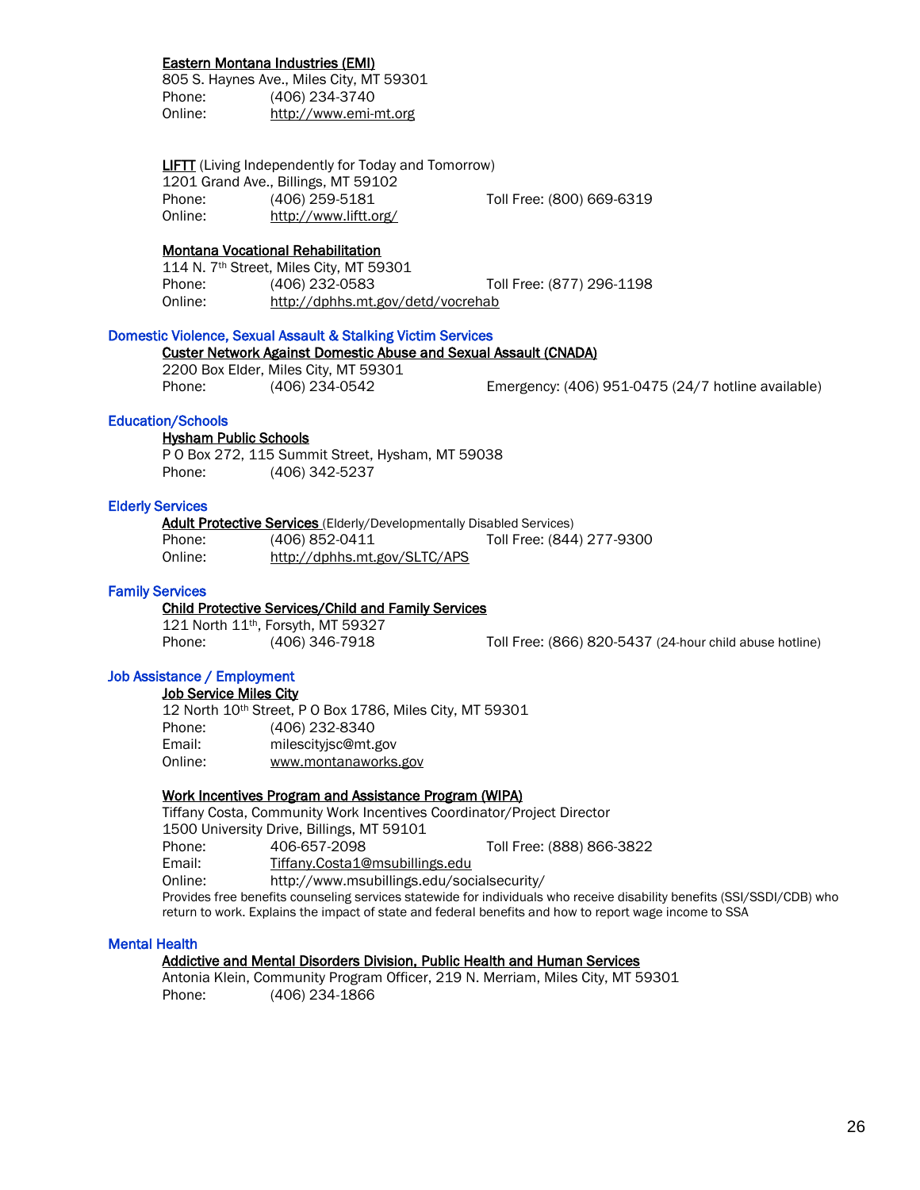**Eastern Montana Industries (EMI)**
805 S. Haynes Ave., Miles City, MT 59301
Phone: (406) 234-3740
Online: http://www.emi-mt.org

**LIFTT** (Living Independently for Today and Tomorrow)
1201 Grand Ave., Billings, MT 59102
Phone: (406) 259-5181 Toll Free: (800) 669-6319
Online: http://www.liftt.org/

**Montana Vocational Rehabilitation**
114 N. 7th Street, Miles City, MT 59301
Phone: (406) 232-0583 Toll Free: (877) 296-1198
Online: http://dphhs.mt.gov/detd/vocrehab

## Domestic Violence, Sexual Assault & Stalking Victim Services

**Custer Network Against Domestic Abuse and Sexual Assault (CNADA)**
2200 Box Elder, Miles City, MT 59301
Phone: (406) 234-0542 Emergency: (406) 951-0475 (24/7 hotline available)

## Education/Schools

**Hysham Public Schools**
P O Box 272, 115 Summit Street, Hysham, MT 59038
Phone: (406) 342-5237

## Elderly Services

**Adult Protective Services** (Elderly/Developmentally Disabled Services)
Phone: (406) 852-0411 Toll Free: (844) 277-9300
Online: http://dphhs.mt.gov/SLTC/APS

## Family Services

**Child Protective Services/Child and Family Services**
121 North 11th, Forsyth, MT 59327
Phone: (406) 346-7918 Toll Free: (866) 820-5437 (24-hour child abuse hotline)

## Job Assistance / Employment

**Job Service Miles City**
12 North 10th Street, P O Box 1786, Miles City, MT 59301
Phone: (406) 232-8340
Email: milescityjsc@mt.gov
Online: www.montanaworks.gov

**Work Incentives Program and Assistance Program (WIPA)**
Tiffany Costa, Community Work Incentives Coordinator/Project Director
1500 University Drive, Billings, MT 59101
Phone: 406-657-2098 Toll Free: (888) 866-3822
Email: Tiffany.Costa1@msubillings.edu
Online: http://www.msubillings.edu/socialsecurity/
Provides free benefits counseling services statewide for individuals who receive disability benefits (SSI/SSDI/CDB) who return to work. Explains the impact of state and federal benefits and how to report wage income to SSA

## Mental Health

**Addictive and Mental Disorders Division, Public Health and Human Services**
Antonia Klein, Community Program Officer, 219 N. Merriam, Miles City, MT 59301
Phone: (406) 234-1866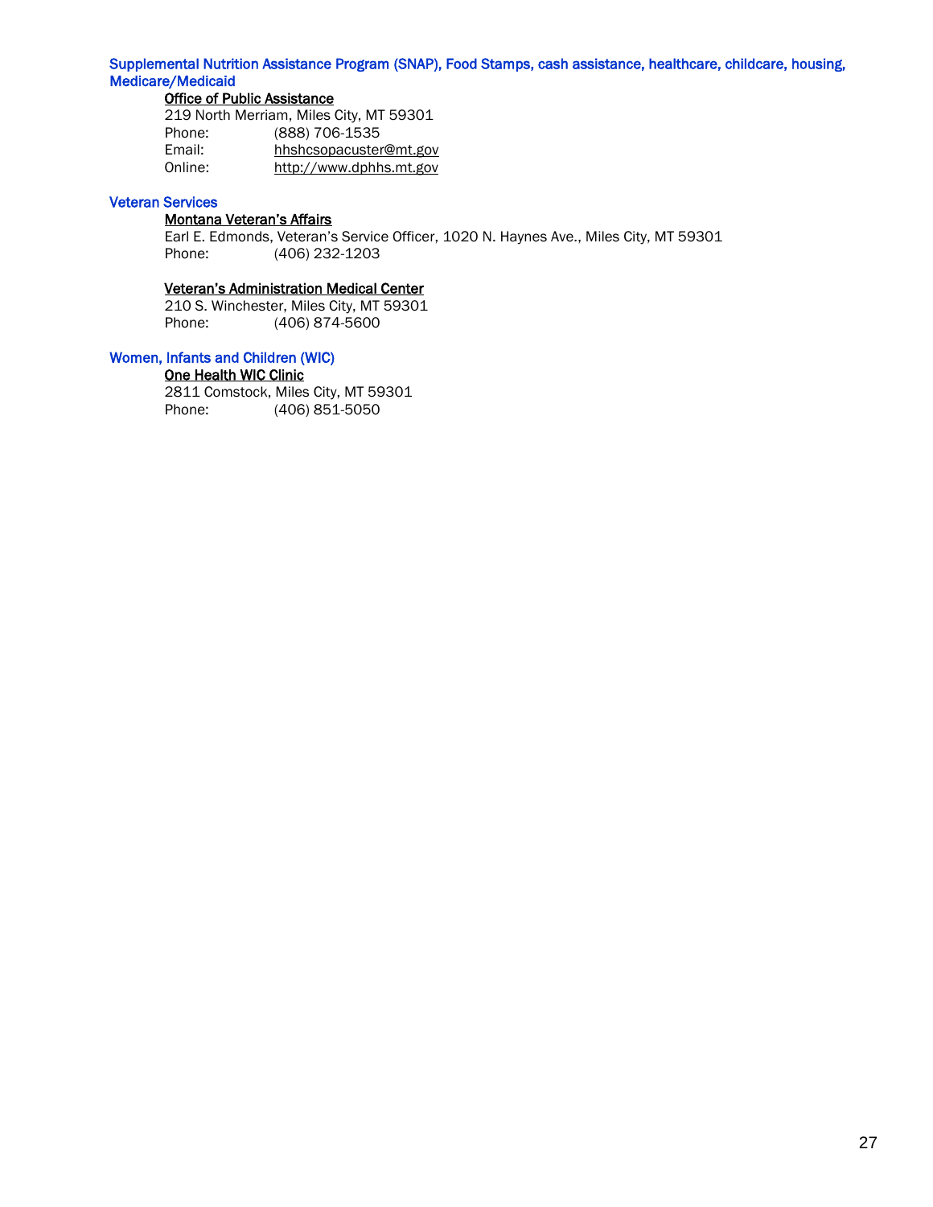### Supplemental Nutrition Assistance Program (SNAP), Food Stamps, cash assistance, healthcare, childcare, housing, Medicare/Medicaid

**Office of Public Assistance**
219 North Merriam, Miles City, MT 59301
Phone: (888) 706-1535
Email: hhshcsopacuster@mt.gov
Online: http://www.dphhs.mt.gov

### Veteran Services

**Montana Veteran's Affairs**
Earl E. Edmonds, Veteran's Service Officer, 1020 N. Haynes Ave., Miles City, MT 59301
Phone: (406) 232-1203

**Veteran's Administration Medical Center**
210 S. Winchester, Miles City, MT 59301
Phone: (406) 874-5600

### Women, Infants and Children (WIC)

**One Health WIC Clinic**
2811 Comstock, Miles City, MT 59301
Phone: (406) 851-5050